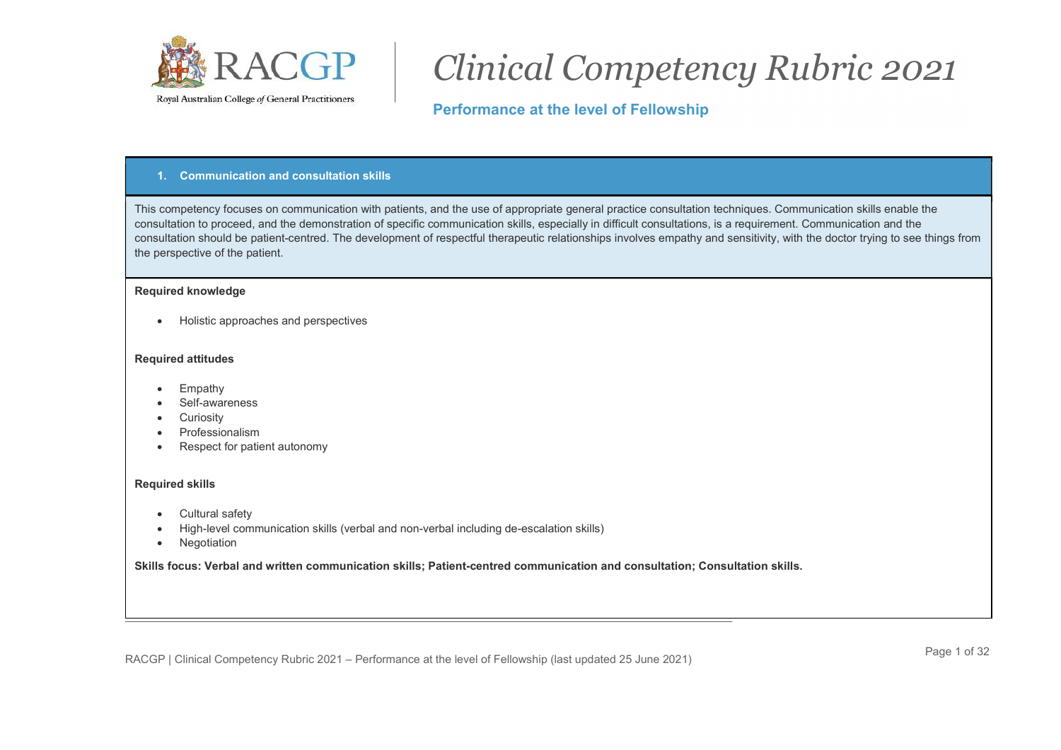Royal Australian College *of* General Practitioners

# *Clinical Competency Rubric 2021*

**Performance at the level of Fellowship**

## 1. Communication and consultation skills

This competency focuses on communication with patients, and the use of appropriate general practice consultation techniques. Communication skills enable the consultation to proceed, and the demonstration of specific communication skills, especially in difficult consultations, is a requirement. Communication and the consultation should be patient-centred. The development of respectful therapeutic relationships involves empathy and sensitivity, with the doctor trying to see things from the perspective of the patient.

**Required knowledge**

- Holistic approaches and perspectives

**Required attitudes**

- Empathy
- Self-awareness
- Curiosity
- Professionalism
- Respect for patient autonomy

**Required skills**

- Cultural safety
- High-level communication skills (verbal and non-verbal including de-escalation skills)
- Negotiation

**Skills focus: Verbal and written communication skills; Patient-centred communication and consultation; Consultation skills.**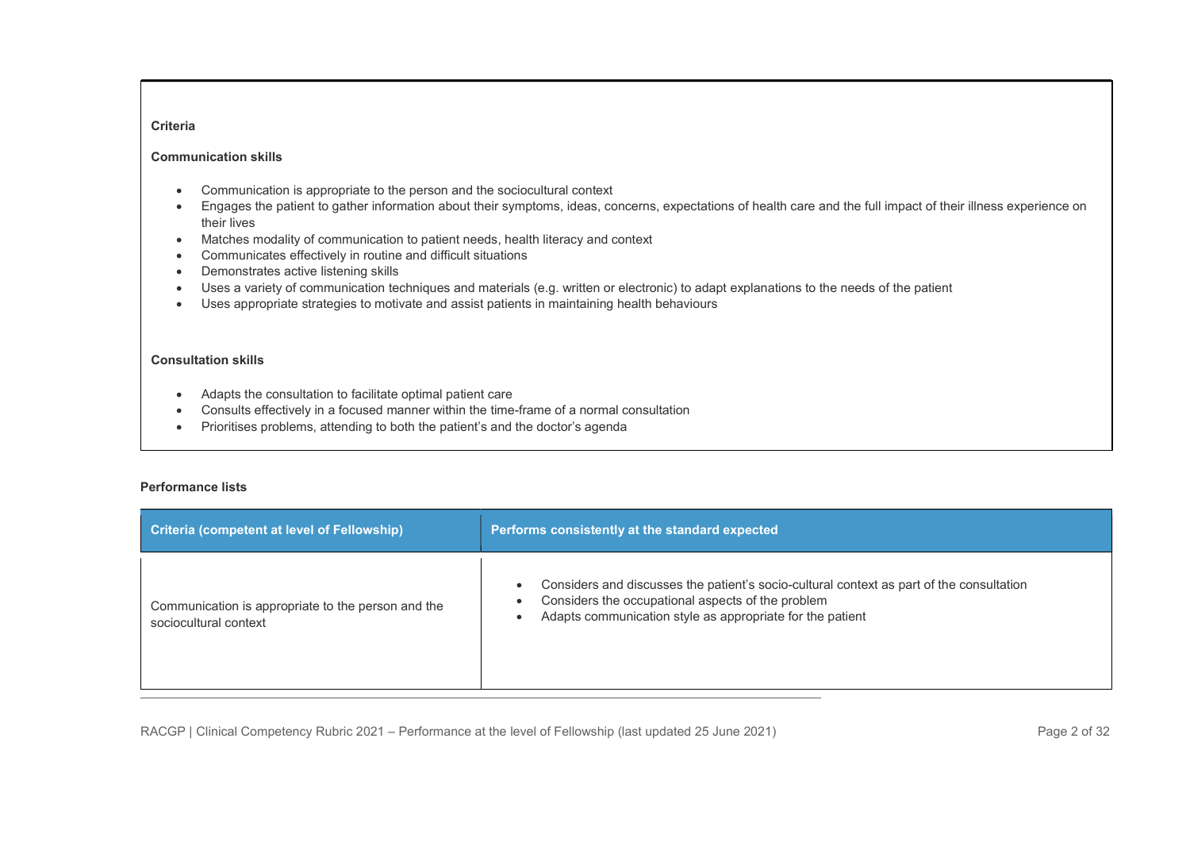**Criteria**

**Communication skills**

- Communication is appropriate to the person and the sociocultural context
- Engages the patient to gather information about their symptoms, ideas, concerns, expectations of health care and the full impact of their illness experience on their lives
- Matches modality of communication to patient needs, health literacy and context
- Communicates effectively in routine and difficult situations
- Demonstrates active listening skills
- Uses a variety of communication techniques and materials (e.g. written or electronic) to adapt explanations to the needs of the patient
- Uses appropriate strategies to motivate and assist patients in maintaining health behaviours

**Consultation skills**

- Adapts the consultation to facilitate optimal patient care
- Consults effectively in a focused manner within the time-frame of a normal consultation
- Prioritises problems, attending to both the patient's and the doctor's agenda

**Performance lists**

| Criteria (competent at level of Fellowship) | Performs consistently at the standard expected |
| --- | --- |
| Communication is appropriate to the person and the sociocultural context | • Considers and discusses the patient's socio-cultural context as part of the consultation<br>• Considers the occupational aspects of the problem<br>• Adapts communication style as appropriate for the patient |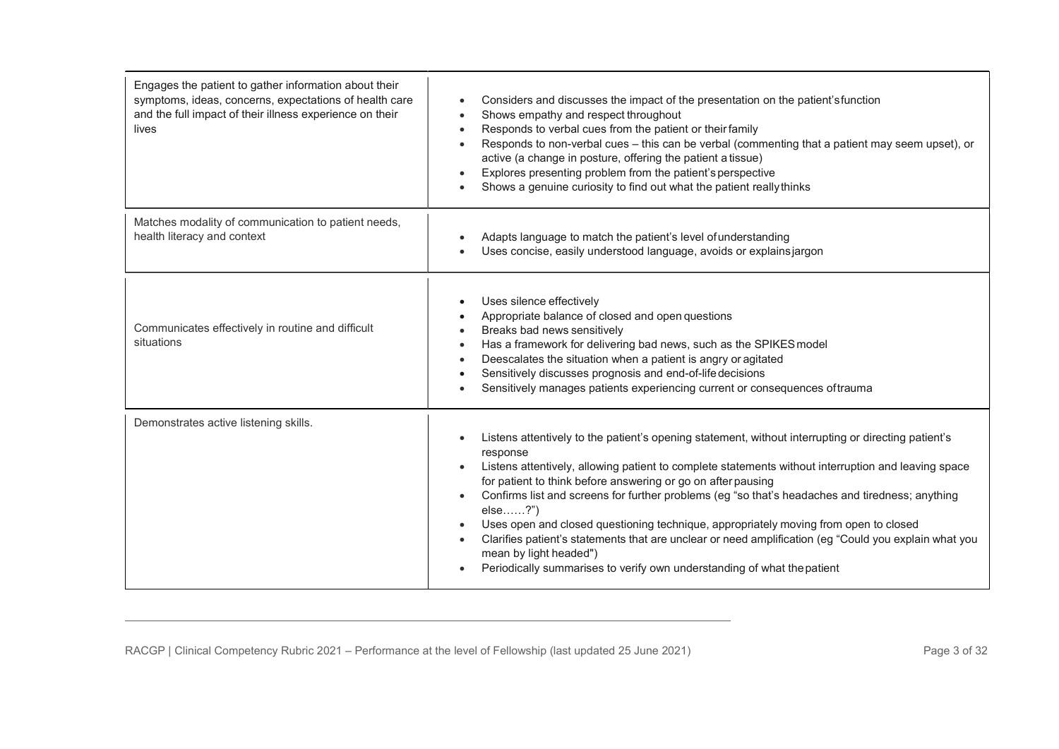| | |
|---|---|
| Engages the patient to gather information about their symptoms, ideas, concerns, expectations of health care and the full impact of their illness experience on their lives | • Considers and discusses the impact of the presentation on the patient's function<br>• Shows empathy and respect throughout<br>• Responds to verbal cues from the patient or their family<br>• Responds to non-verbal cues – this can be verbal (commenting that a patient may seem upset), or active (a change in posture, offering the patient a tissue)<br>• Explores presenting problem from the patient's perspective<br>• Shows a genuine curiosity to find out what the patient really thinks |
| Matches modality of communication to patient needs, health literacy and context | • Adapts language to match the patient's level of understanding<br>• Uses concise, easily understood language, avoids or explains jargon |
| Communicates effectively in routine and difficult situations | • Uses silence effectively<br>• Appropriate balance of closed and open questions<br>• Breaks bad news sensitively<br>• Has a framework for delivering bad news, such as the SPIKES model<br>• Deescalates the situation when a patient is angry or agitated<br>• Sensitively discusses prognosis and end-of-life decisions<br>• Sensitively manages patients experiencing current or consequences of trauma |
| Demonstrates active listening skills. | • Listens attentively to the patient's opening statement, without interrupting or directing patient's response<br>• Listens attentively, allowing patient to complete statements without interruption and leaving space for patient to think before answering or go on after pausing<br>• Confirms list and screens for further problems (eg "so that's headaches and tiredness; anything else……?")<br>• Uses open and closed questioning technique, appropriately moving from open to closed<br>• Clarifies patient's statements that are unclear or need amplification (eg "Could you explain what you mean by light headed")<br>• Periodically summarises to verify own understanding of what the patient |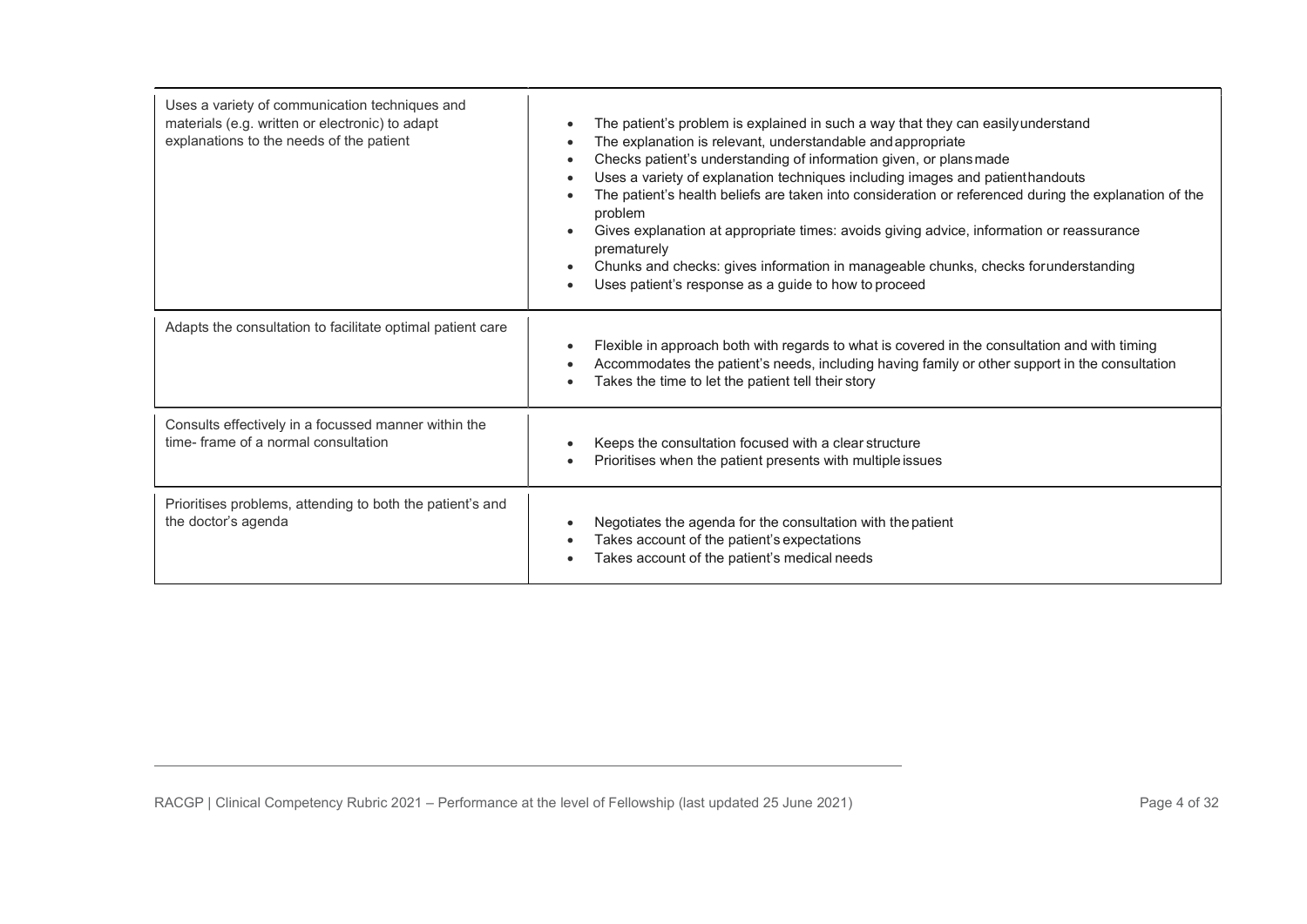| | |
|---|---|
| Uses a variety of communication techniques and materials (e.g. written or electronic) to adapt explanations to the needs of the patient | • The patient's problem is explained in such a way that they can easily understand<br>• The explanation is relevant, understandable and appropriate<br>• Checks patient's understanding of information given, or plans made<br>• Uses a variety of explanation techniques including images and patient handouts<br>• The patient's health beliefs are taken into consideration or referenced during the explanation of the problem<br>• Gives explanation at appropriate times: avoids giving advice, information or reassurance prematurely<br>• Chunks and checks: gives information in manageable chunks, checks for understanding<br>• Uses patient's response as a guide to how to proceed |
| Adapts the consultation to facilitate optimal patient care | • Flexible in approach both with regards to what is covered in the consultation and with timing<br>• Accommodates the patient's needs, including having family or other support in the consultation<br>• Takes the time to let the patient tell their story |
| Consults effectively in a focussed manner within the time- frame of a normal consultation | • Keeps the consultation focused with a clear structure<br>• Prioritises when the patient presents with multiple issues |
| Prioritises problems, attending to both the patient's and the doctor's agenda | • Negotiates the agenda for the consultation with the patient<br>• Takes account of the patient's expectations<br>• Takes account of the patient's medical needs |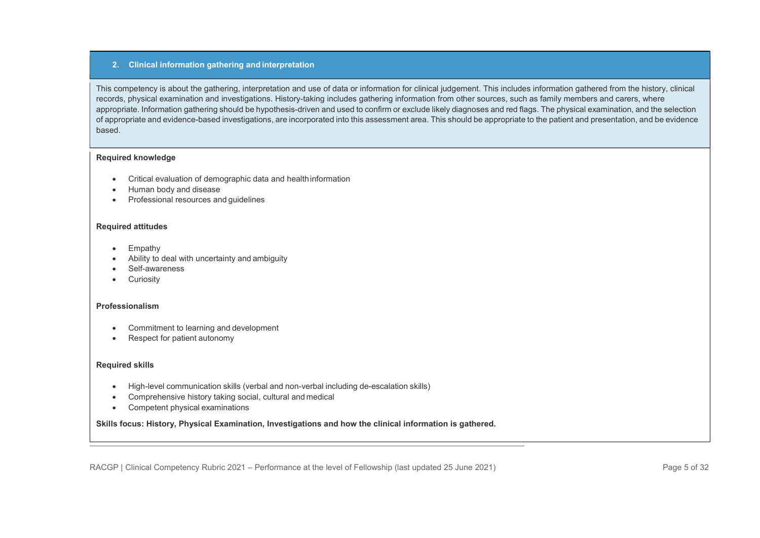## 2. Clinical information gathering and interpretation

This competency is about the gathering, interpretation and use of data or information for clinical judgement. This includes information gathered from the history, clinical records, physical examination and investigations. History-taking includes gathering information from other sources, such as family members and carers, where appropriate. Information gathering should be hypothesis-driven and used to confirm or exclude likely diagnoses and red flags. The physical examination, and the selection of appropriate and evidence-based investigations, are incorporated into this assessment area. This should be appropriate to the patient and presentation, and be evidence based.

**Required knowledge**

- Critical evaluation of demographic data and health information
- Human body and disease
- Professional resources and guidelines

**Required attitudes**

- Empathy
- Ability to deal with uncertainty and ambiguity
- Self-awareness
- Curiosity

**Professionalism**

- Commitment to learning and development
- Respect for patient autonomy

**Required skills**

- High-level communication skills (verbal and non-verbal including de-escalation skills)
- Comprehensive history taking social, cultural and medical
- Competent physical examinations

**Skills focus: History, Physical Examination, Investigations and how the clinical information is gathered.**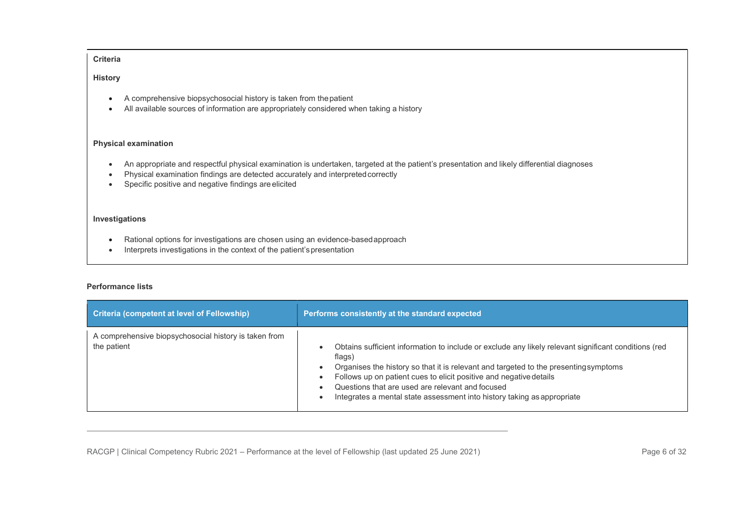**Criteria**

**History**

- A comprehensive biopsychosocial history is taken from the patient
- All available sources of information are appropriately considered when taking a history

**Physical examination**

- An appropriate and respectful physical examination is undertaken, targeted at the patient's presentation and likely differential diagnoses
- Physical examination findings are detected accurately and interpreted correctly
- Specific positive and negative findings are elicited

**Investigations**

- Rational options for investigations are chosen using an evidence-based approach
- Interprets investigations in the context of the patient's presentation

**Performance lists**

| Criteria (competent at level of Fellowship) | Performs consistently at the standard expected |
| --- | --- |
| A comprehensive biopsychosocial history is taken from the patient | • Obtains sufficient information to include or exclude any likely relevant significant conditions (red flags)<br>• Organises the history so that it is relevant and targeted to the presenting symptoms<br>• Follows up on patient cues to elicit positive and negative details<br>• Questions that are used are relevant and focused<br>• Integrates a mental state assessment into history taking as appropriate |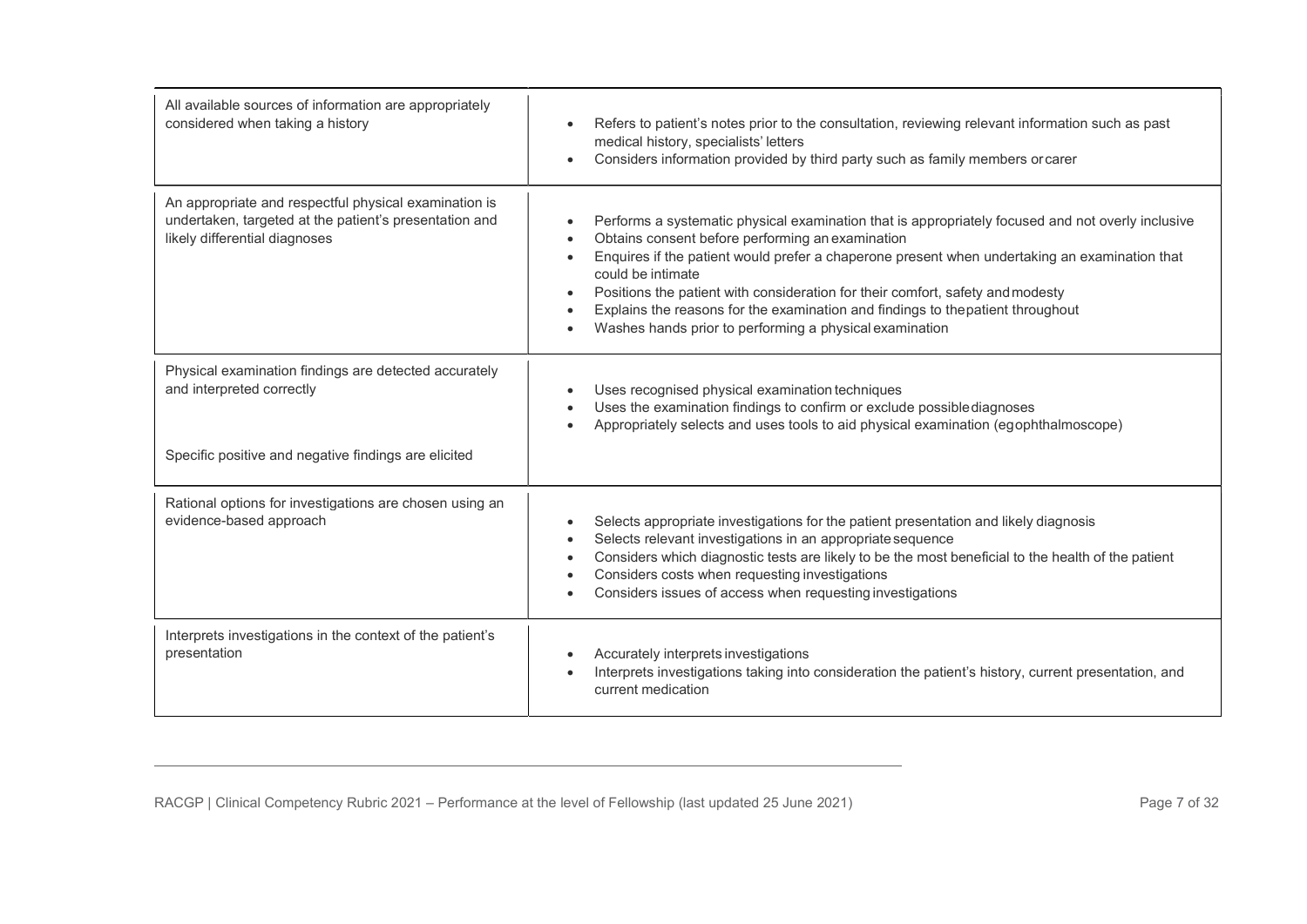| | |
|---|---|
| All available sources of information are appropriately considered when taking a history | • Refers to patient's notes prior to the consultation, reviewing relevant information such as past medical history, specialists' letters<br>• Considers information provided by third party such as family members or carer |
| An appropriate and respectful physical examination is undertaken, targeted at the patient's presentation and likely differential diagnoses | • Performs a systematic physical examination that is appropriately focused and not overly inclusive<br>• Obtains consent before performing an examination<br>• Enquires if the patient would prefer a chaperone present when undertaking an examination that could be intimate<br>• Positions the patient with consideration for their comfort, safety and modesty<br>• Explains the reasons for the examination and findings to the patient throughout<br>• Washes hands prior to performing a physical examination |
| Physical examination findings are detected accurately and interpreted correctly<br><br>Specific positive and negative findings are elicited | • Uses recognised physical examination techniques<br>• Uses the examination findings to confirm or exclude possible diagnoses<br>• Appropriately selects and uses tools to aid physical examination (eg ophthalmoscope) |
| Rational options for investigations are chosen using an evidence-based approach | • Selects appropriate investigations for the patient presentation and likely diagnosis<br>• Selects relevant investigations in an appropriate sequence<br>• Considers which diagnostic tests are likely to be the most beneficial to the health of the patient<br>• Considers costs when requesting investigations<br>• Considers issues of access when requesting investigations |
| Interprets investigations in the context of the patient's presentation | • Accurately interprets investigations<br>• Interprets investigations taking into consideration the patient's history, current presentation, and current medication |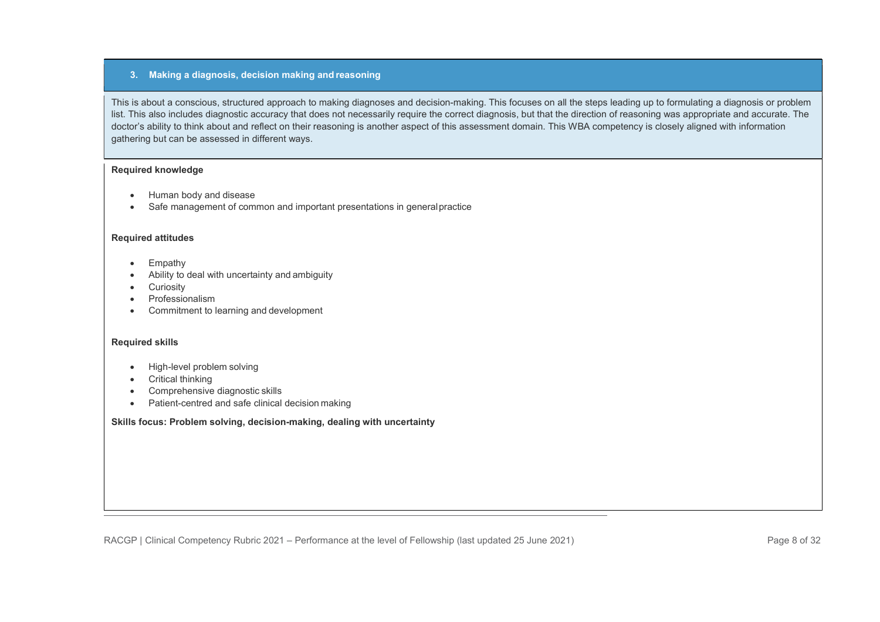## 3. Making a diagnosis, decision making and reasoning

This is about a conscious, structured approach to making diagnoses and decision-making. This focuses on all the steps leading up to formulating a diagnosis or problem list. This also includes diagnostic accuracy that does not necessarily require the correct diagnosis, but that the direction of reasoning was appropriate and accurate. The doctor's ability to think about and reflect on their reasoning is another aspect of this assessment domain. This WBA competency is closely aligned with information gathering but can be assessed in different ways.

**Required knowledge**

- Human body and disease
- Safe management of common and important presentations in general practice

**Required attitudes**

- Empathy
- Ability to deal with uncertainty and ambiguity
- Curiosity
- Professionalism
- Commitment to learning and development

**Required skills**

- High-level problem solving
- Critical thinking
- Comprehensive diagnostic skills
- Patient-centred and safe clinical decision making

**Skills focus: Problem solving, decision-making, dealing with uncertainty**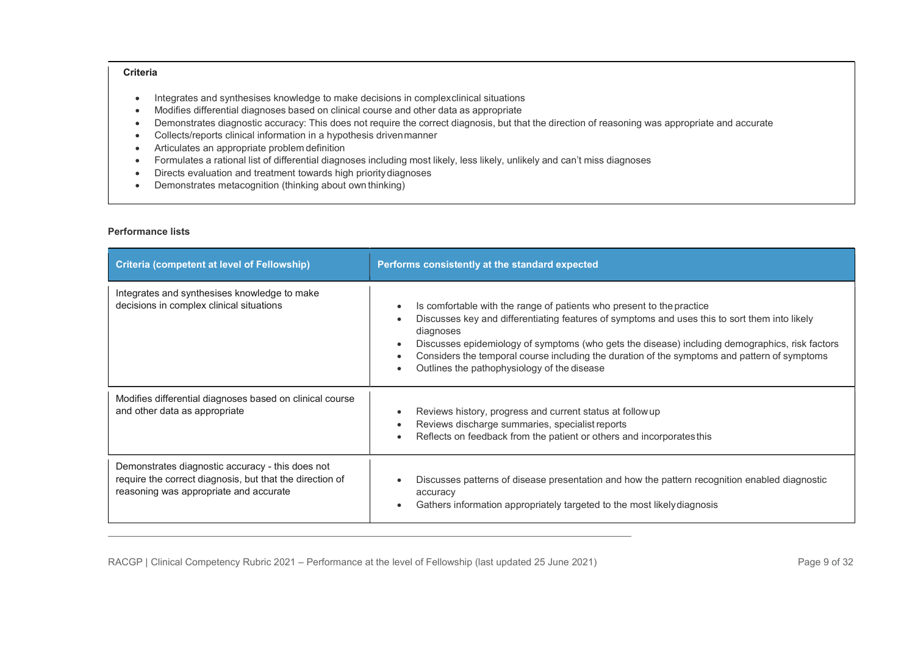**Criteria**

- Integrates and synthesises knowledge to make decisions in complexclinical situations
- Modifies differential diagnoses based on clinical course and other data as appropriate
- Demonstrates diagnostic accuracy: This does not require the correct diagnosis, but that the direction of reasoning was appropriate and accurate
- Collects/reports clinical information in a hypothesis drivenmanner
- Articulates an appropriate problem definition
- Formulates a rational list of differential diagnoses including most likely, less likely, unlikely and can't miss diagnoses
- Directs evaluation and treatment towards high priority diagnoses
- Demonstrates metacognition (thinking about own thinking)

**Performance lists**

| Criteria (competent at level of Fellowship) | Performs consistently at the standard expected |
|---|---|
| Integrates and synthesises knowledge to make decisions in complex clinical situations | • Is comfortable with the range of patients who present to the practice<br>• Discusses key and differentiating features of symptoms and uses this to sort them into likely diagnoses<br>• Discusses epidemiology of symptoms (who gets the disease) including demographics, risk factors<br>• Considers the temporal course including the duration of the symptoms and pattern of symptoms<br>• Outlines the pathophysiology of the disease |
| Modifies differential diagnoses based on clinical course and other data as appropriate | • Reviews history, progress and current status at follow up<br>• Reviews discharge summaries, specialist reports<br>• Reflects on feedback from the patient or others and incorporates this |
| Demonstrates diagnostic accuracy - this does not require the correct diagnosis, but that the direction of reasoning was appropriate and accurate | • Discusses patterns of disease presentation and how the pattern recognition enabled diagnostic accuracy<br>• Gathers information appropriately targeted to the most likely diagnosis |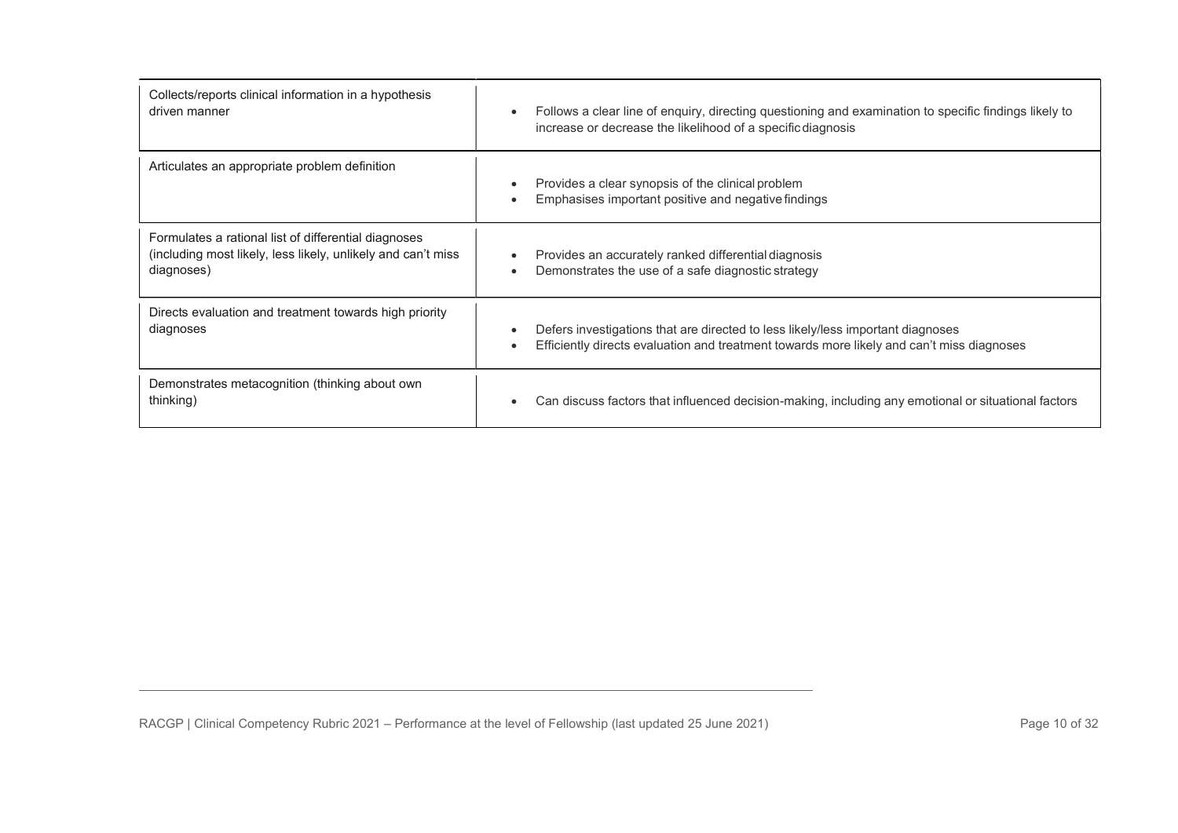| | |
|---|---|
| Collects/reports clinical information in a hypothesis driven manner | • Follows a clear line of enquiry, directing questioning and examination to specific findings likely to increase or decrease the likelihood of a specific diagnosis |
| Articulates an appropriate problem definition | • Provides a clear synopsis of the clinical problem<br>• Emphasises important positive and negative findings |
| Formulates a rational list of differential diagnoses (including most likely, less likely, unlikely and can't miss diagnoses) | • Provides an accurately ranked differential diagnosis<br>• Demonstrates the use of a safe diagnostic strategy |
| Directs evaluation and treatment towards high priority diagnoses | • Defers investigations that are directed to less likely/less important diagnoses<br>• Efficiently directs evaluation and treatment towards more likely and can't miss diagnoses |
| Demonstrates metacognition (thinking about own thinking) | • Can discuss factors that influenced decision-making, including any emotional or situational factors |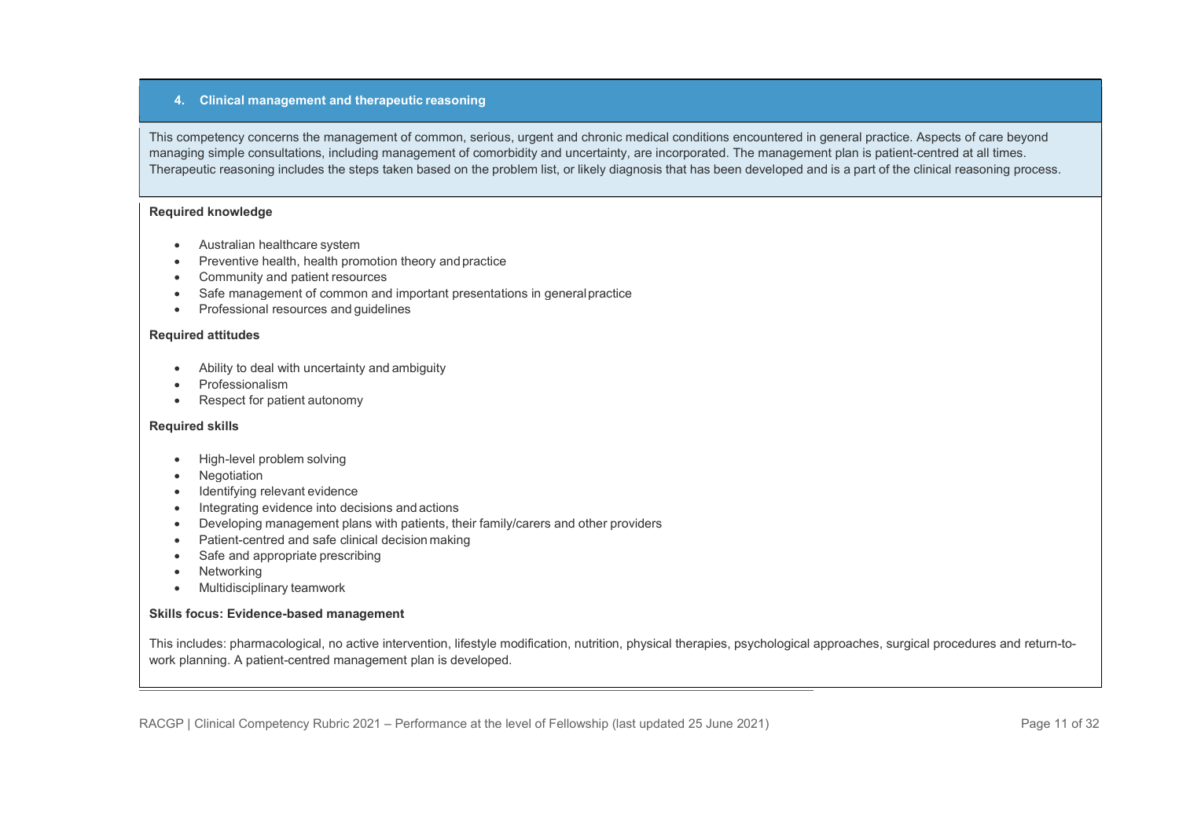## 4. Clinical management and therapeutic reasoning

This competency concerns the management of common, serious, urgent and chronic medical conditions encountered in general practice. Aspects of care beyond managing simple consultations, including management of comorbidity and uncertainty, are incorporated. The management plan is patient-centred at all times. Therapeutic reasoning includes the steps taken based on the problem list, or likely diagnosis that has been developed and is a part of the clinical reasoning process.

**Required knowledge**

- Australian healthcare system
- Preventive health, health promotion theory and practice
- Community and patient resources
- Safe management of common and important presentations in general practice
- Professional resources and guidelines

**Required attitudes**

- Ability to deal with uncertainty and ambiguity
- Professionalism
- Respect for patient autonomy

**Required skills**

- High-level problem solving
- Negotiation
- Identifying relevant evidence
- Integrating evidence into decisions and actions
- Developing management plans with patients, their family/carers and other providers
- Patient-centred and safe clinical decision making
- Safe and appropriate prescribing
- Networking
- Multidisciplinary teamwork

**Skills focus: Evidence-based management**

This includes: pharmacological, no active intervention, lifestyle modification, nutrition, physical therapies, psychological approaches, surgical procedures and return-to-work planning. A patient-centred management plan is developed.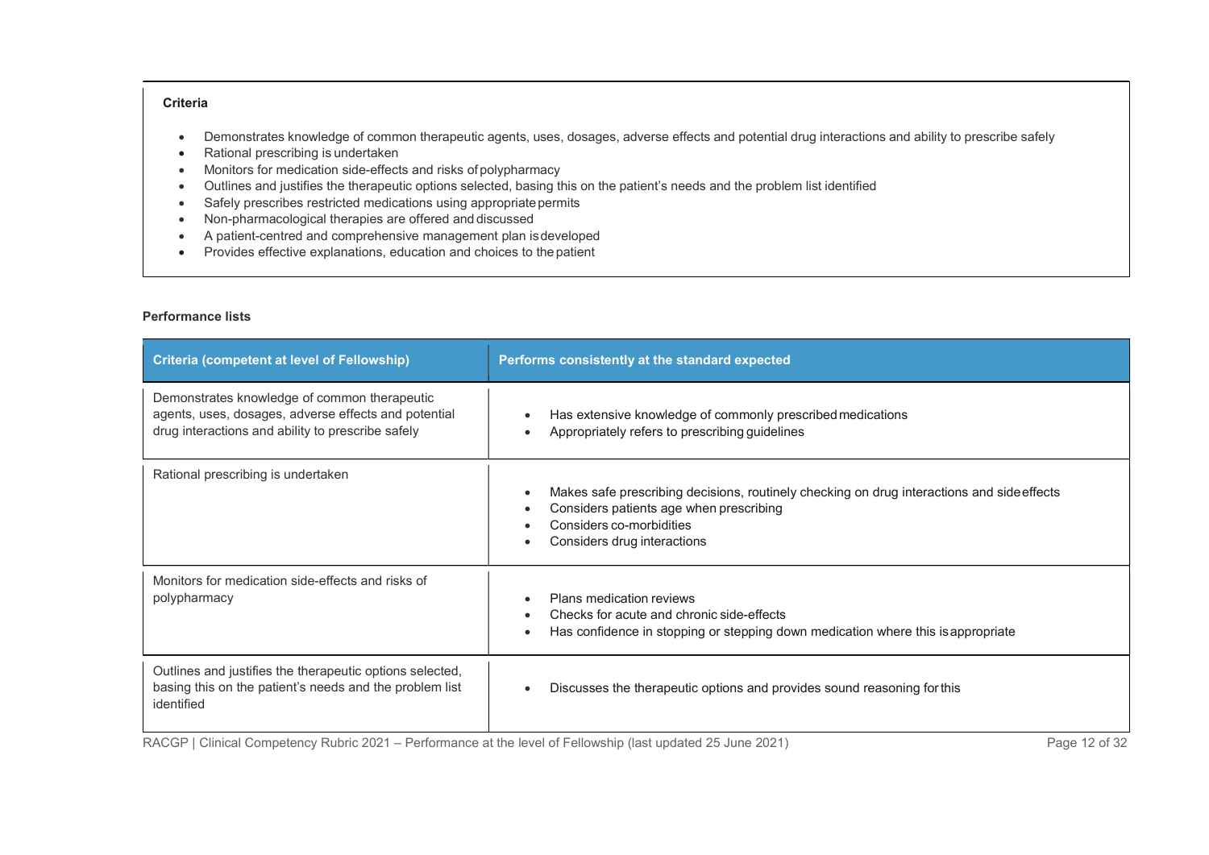**Criteria**

- Demonstrates knowledge of common therapeutic agents, uses, dosages, adverse effects and potential drug interactions and ability to prescribe safely
- Rational prescribing is undertaken
- Monitors for medication side-effects and risks of polypharmacy
- Outlines and justifies the therapeutic options selected, basing this on the patient's needs and the problem list identified
- Safely prescribes restricted medications using appropriate permits
- Non-pharmacological therapies are offered and discussed
- A patient-centred and comprehensive management plan is developed
- Provides effective explanations, education and choices to the patient

**Performance lists**

| Criteria (competent at level of Fellowship) | Performs consistently at the standard expected |
|---|---|
| Demonstrates knowledge of common therapeutic agents, uses, dosages, adverse effects and potential drug interactions and ability to prescribe safely | • Has extensive knowledge of commonly prescribed medications<br>• Appropriately refers to prescribing guidelines |
| Rational prescribing is undertaken | • Makes safe prescribing decisions, routinely checking on drug interactions and side effects<br>• Considers patients age when prescribing<br>• Considers co-morbidities<br>• Considers drug interactions |
| Monitors for medication side-effects and risks of polypharmacy | • Plans medication reviews<br>• Checks for acute and chronic side-effects<br>• Has confidence in stopping or stepping down medication where this is appropriate |
| Outlines and justifies the therapeutic options selected, basing this on the patient's needs and the problem list identified | • Discusses the therapeutic options and provides sound reasoning for this |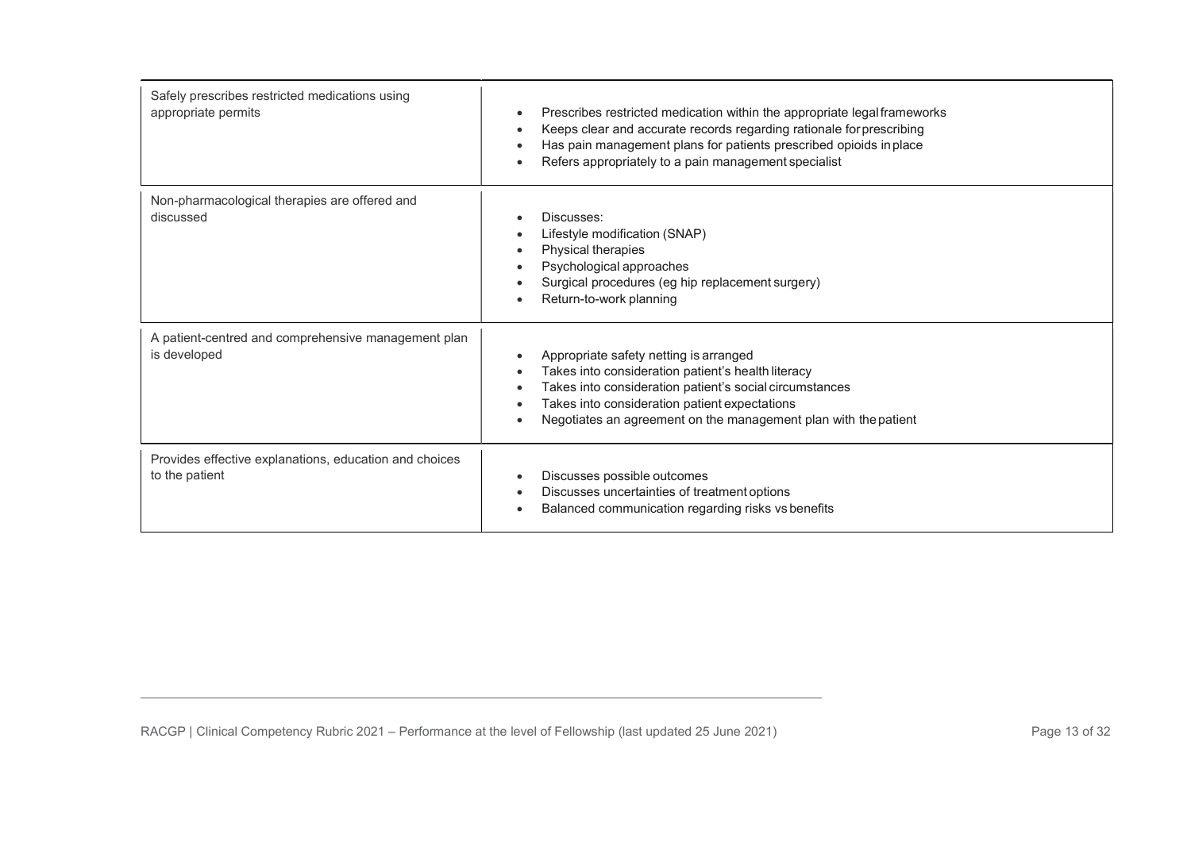| | |
|---|---|
| Safely prescribes restricted medications using appropriate permits | • Prescribes restricted medication within the appropriate legal frameworks<br>• Keeps clear and accurate records regarding rationale for prescribing<br>• Has pain management plans for patients prescribed opioids in place<br>• Refers appropriately to a pain management specialist |
| Non-pharmacological therapies are offered and discussed | • Discusses:<br>• Lifestyle modification (SNAP)<br>• Physical therapies<br>• Psychological approaches<br>• Surgical procedures (eg hip replacement surgery)<br>• Return-to-work planning |
| A patient-centred and comprehensive management plan is developed | • Appropriate safety netting is arranged<br>• Takes into consideration patient's health literacy<br>• Takes into consideration patient's social circumstances<br>• Takes into consideration patient expectations<br>• Negotiates an agreement on the management plan with the patient |
| Provides effective explanations, education and choices to the patient | • Discusses possible outcomes<br>• Discusses uncertainties of treatment options<br>• Balanced communication regarding risks vs benefits |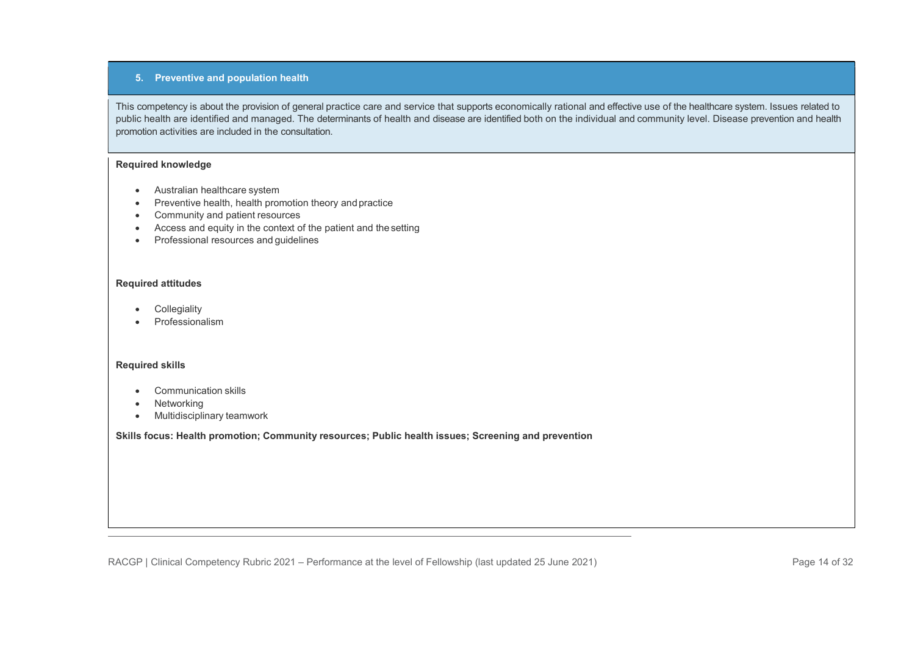## 5. Preventive and population health

This competency is about the provision of general practice care and service that supports economically rational and effective use of the healthcare system. Issues related to public health are identified and managed. The determinants of health and disease are identified both on the individual and community level. Disease prevention and health promotion activities are included in the consultation.

**Required knowledge**

- Australian healthcare system
- Preventive health, health promotion theory and practice
- Community and patient resources
- Access and equity in the context of the patient and the setting
- Professional resources and guidelines

**Required attitudes**

- Collegiality
- Professionalism

**Required skills**

- Communication skills
- Networking
- Multidisciplinary teamwork

**Skills focus: Health promotion; Community resources; Public health issues; Screening and prevention**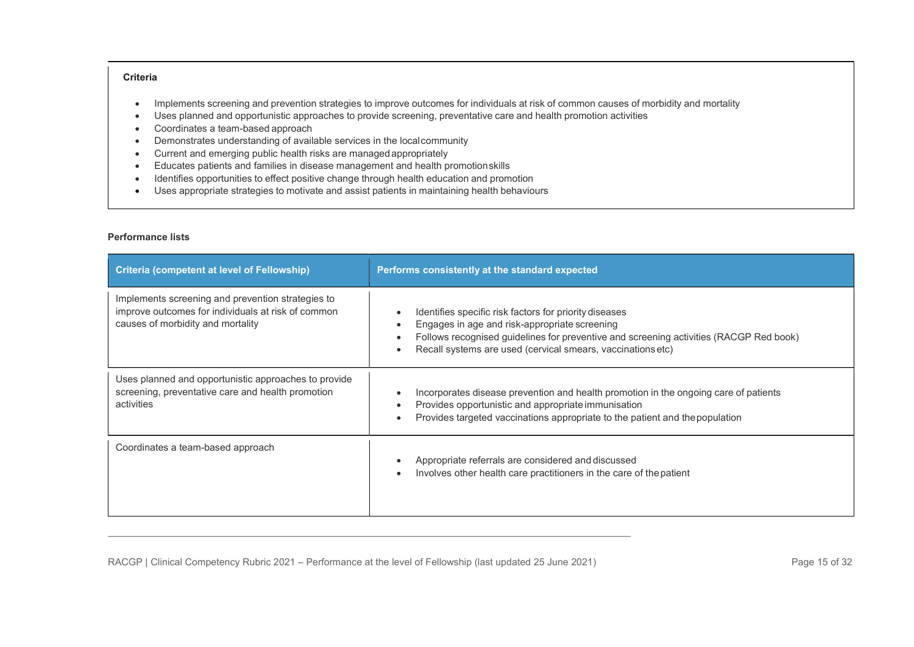**Criteria**

- Implements screening and prevention strategies to improve outcomes for individuals at risk of common causes of morbidity and mortality
- Uses planned and opportunistic approaches to provide screening, preventative care and health promotion activities
- Coordinates a team-based approach
- Demonstrates understanding of available services in the local community
- Current and emerging public health risks are managed appropriately
- Educates patients and families in disease management and health promotion skills
- Identifies opportunities to effect positive change through health education and promotion
- Uses appropriate strategies to motivate and assist patients in maintaining health behaviours

**Performance lists**

| Criteria (competent at level of Fellowship) | Performs consistently at the standard expected |
| --- | --- |
| Implements screening and prevention strategies to improve outcomes for individuals at risk of common causes of morbidity and mortality | • Identifies specific risk factors for priority diseases<br>• Engages in age and risk-appropriate screening<br>• Follows recognised guidelines for preventive and screening activities (RACGP Red book)<br>• Recall systems are used (cervical smears, vaccinations etc) |
| Uses planned and opportunistic approaches to provide screening, preventative care and health promotion activities | • Incorporates disease prevention and health promotion in the ongoing care of patients<br>• Provides opportunistic and appropriate immunisation<br>• Provides targeted vaccinations appropriate to the patient and the population |
| Coordinates a team-based approach | • Appropriate referrals are considered and discussed<br>• Involves other health care practitioners in the care of the patient |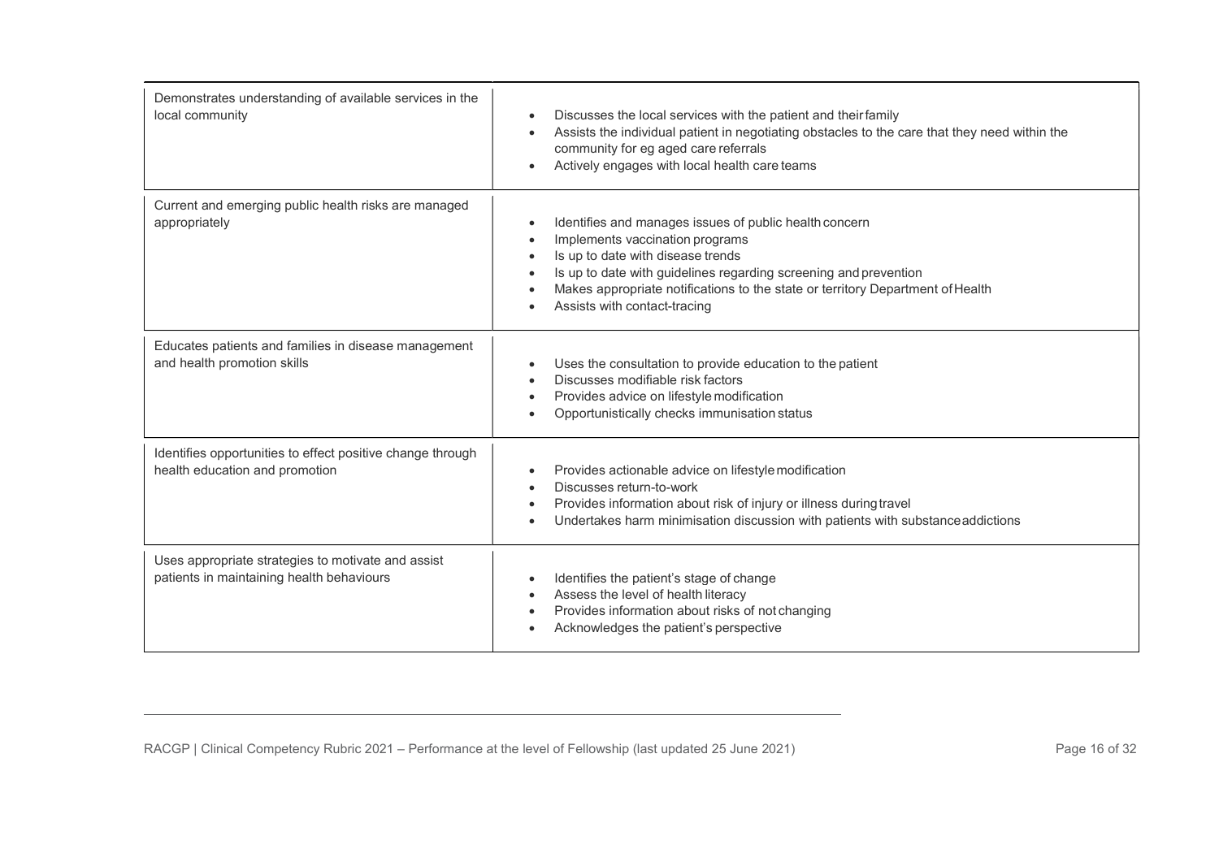| | |
|---|---|
| Demonstrates understanding of available services in the local community | • Discusses the local services with the patient and their family<br>• Assists the individual patient in negotiating obstacles to the care that they need within the community for eg aged care referrals<br>• Actively engages with local health care teams |
| Current and emerging public health risks are managed appropriately | • Identifies and manages issues of public health concern<br>• Implements vaccination programs<br>• Is up to date with disease trends<br>• Is up to date with guidelines regarding screening and prevention<br>• Makes appropriate notifications to the state or territory Department of Health<br>• Assists with contact-tracing |
| Educates patients and families in disease management and health promotion skills | • Uses the consultation to provide education to the patient<br>• Discusses modifiable risk factors<br>• Provides advice on lifestyle modification<br>• Opportunistically checks immunisation status |
| Identifies opportunities to effect positive change through health education and promotion | • Provides actionable advice on lifestyle modification<br>• Discusses return-to-work<br>• Provides information about risk of injury or illness during travel<br>• Undertakes harm minimisation discussion with patients with substance addictions |
| Uses appropriate strategies to motivate and assist patients in maintaining health behaviours | • Identifies the patient's stage of change<br>• Assess the level of health literacy<br>• Provides information about risks of not changing<br>• Acknowledges the patient's perspective |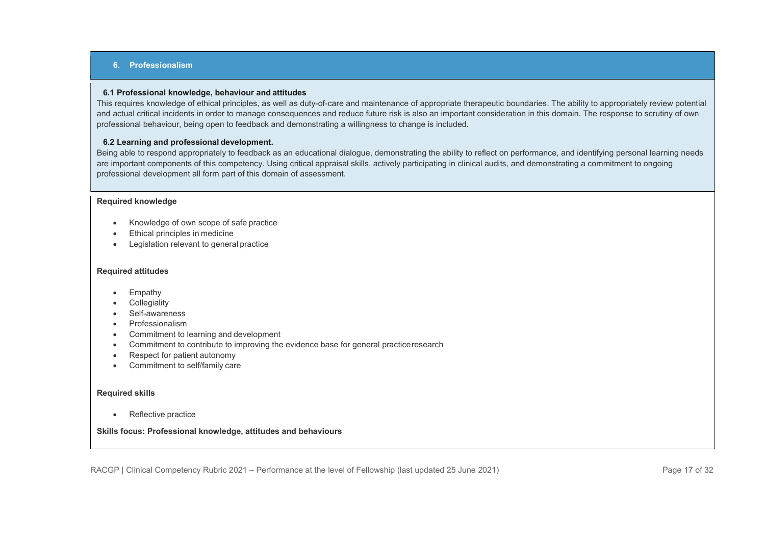## 6. Professionalism

### 6.1 Professional knowledge, behaviour and attitudes

This requires knowledge of ethical principles, as well as duty-of-care and maintenance of appropriate therapeutic boundaries. The ability to appropriately review potential and actual critical incidents in order to manage consequences and reduce future risk is also an important consideration in this domain. The response to scrutiny of own professional behaviour, being open to feedback and demonstrating a willingness to change is included.

### 6.2 Learning and professional development.

Being able to respond appropriately to feedback as an educational dialogue, demonstrating the ability to reflect on performance, and identifying personal learning needs are important components of this competency. Using critical appraisal skills, actively participating in clinical audits, and demonstrating a commitment to ongoing professional development all form part of this domain of assessment.

**Required knowledge**

- Knowledge of own scope of safe practice
- Ethical principles in medicine
- Legislation relevant to general practice

**Required attitudes**

- Empathy
- Collegiality
- Self-awareness
- Professionalism
- Commitment to learning and development
- Commitment to contribute to improving the evidence base for general practice research
- Respect for patient autonomy
- Commitment to self/family care

**Required skills**

- Reflective practice

**Skills focus: Professional knowledge, attitudes and behaviours**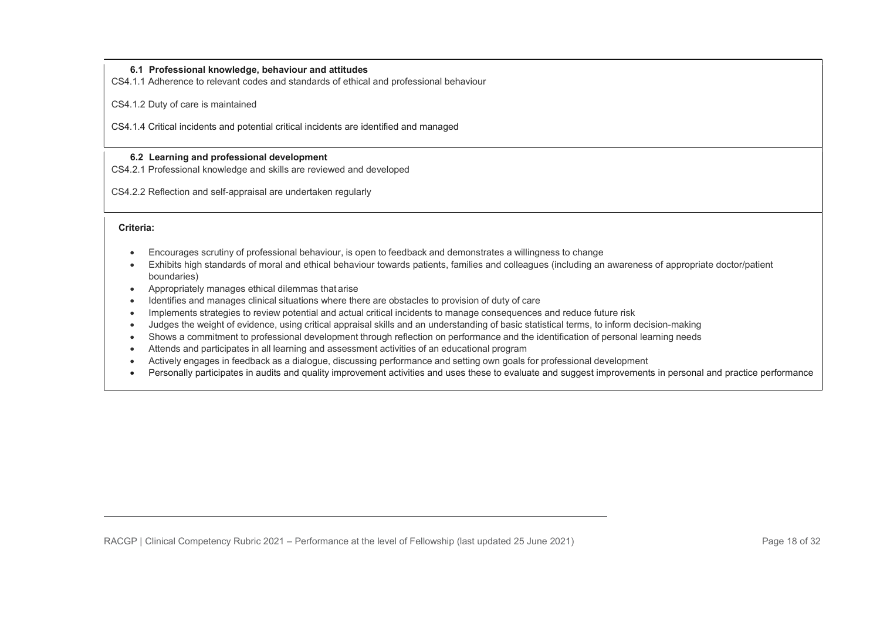### 6.1 Professional knowledge, behaviour and attitudes

CS4.1.1 Adherence to relevant codes and standards of ethical and professional behaviour

CS4.1.2 Duty of care is maintained

CS4.1.4 Critical incidents and potential critical incidents are identified and managed

### 6.2 Learning and professional development

CS4.2.1 Professional knowledge and skills are reviewed and developed

CS4.2.2 Reflection and self-appraisal are undertaken regularly

**Criteria:**

- Encourages scrutiny of professional behaviour, is open to feedback and demonstrates a willingness to change
- Exhibits high standards of moral and ethical behaviour towards patients, families and colleagues (including an awareness of appropriate doctor/patient boundaries)
- Appropriately manages ethical dilemmas that arise
- Identifies and manages clinical situations where there are obstacles to provision of duty of care
- Implements strategies to review potential and actual critical incidents to manage consequences and reduce future risk
- Judges the weight of evidence, using critical appraisal skills and an understanding of basic statistical terms, to inform decision-making
- Shows a commitment to professional development through reflection on performance and the identification of personal learning needs
- Attends and participates in all learning and assessment activities of an educational program
- Actively engages in feedback as a dialogue, discussing performance and setting own goals for professional development
- Personally participates in audits and quality improvement activities and uses these to evaluate and suggest improvements in personal and practice performance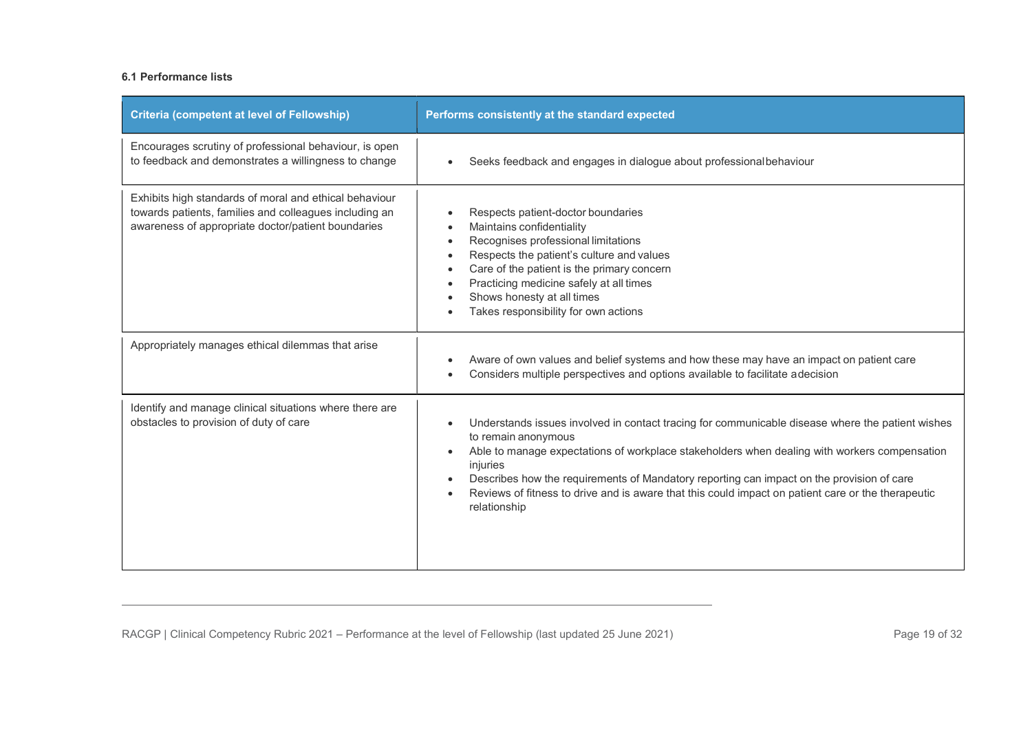#### 6.1 Performance lists

| Criteria (competent at level of Fellowship) | Performs consistently at the standard expected |
|---|---|
| Encourages scrutiny of professional behaviour, is open to feedback and demonstrates a willingness to change | • Seeks feedback and engages in dialogue about professional behaviour |
| Exhibits high standards of moral and ethical behaviour towards patients, families and colleagues including an awareness of appropriate doctor/patient boundaries | • Respects patient-doctor boundaries<br>• Maintains confidentiality<br>• Recognises professional limitations<br>• Respects the patient's culture and values<br>• Care of the patient is the primary concern<br>• Practicing medicine safely at all times<br>• Shows honesty at all times<br>• Takes responsibility for own actions |
| Appropriately manages ethical dilemmas that arise | • Aware of own values and belief systems and how these may have an impact on patient care<br>• Considers multiple perspectives and options available to facilitate a decision |
| Identify and manage clinical situations where there are obstacles to provision of duty of care | • Understands issues involved in contact tracing for communicable disease where the patient wishes to remain anonymous<br>• Able to manage expectations of workplace stakeholders when dealing with workers compensation injuries<br>• Describes how the requirements of Mandatory reporting can impact on the provision of care<br>• Reviews of fitness to drive and is aware that this could impact on patient care or the therapeutic relationship |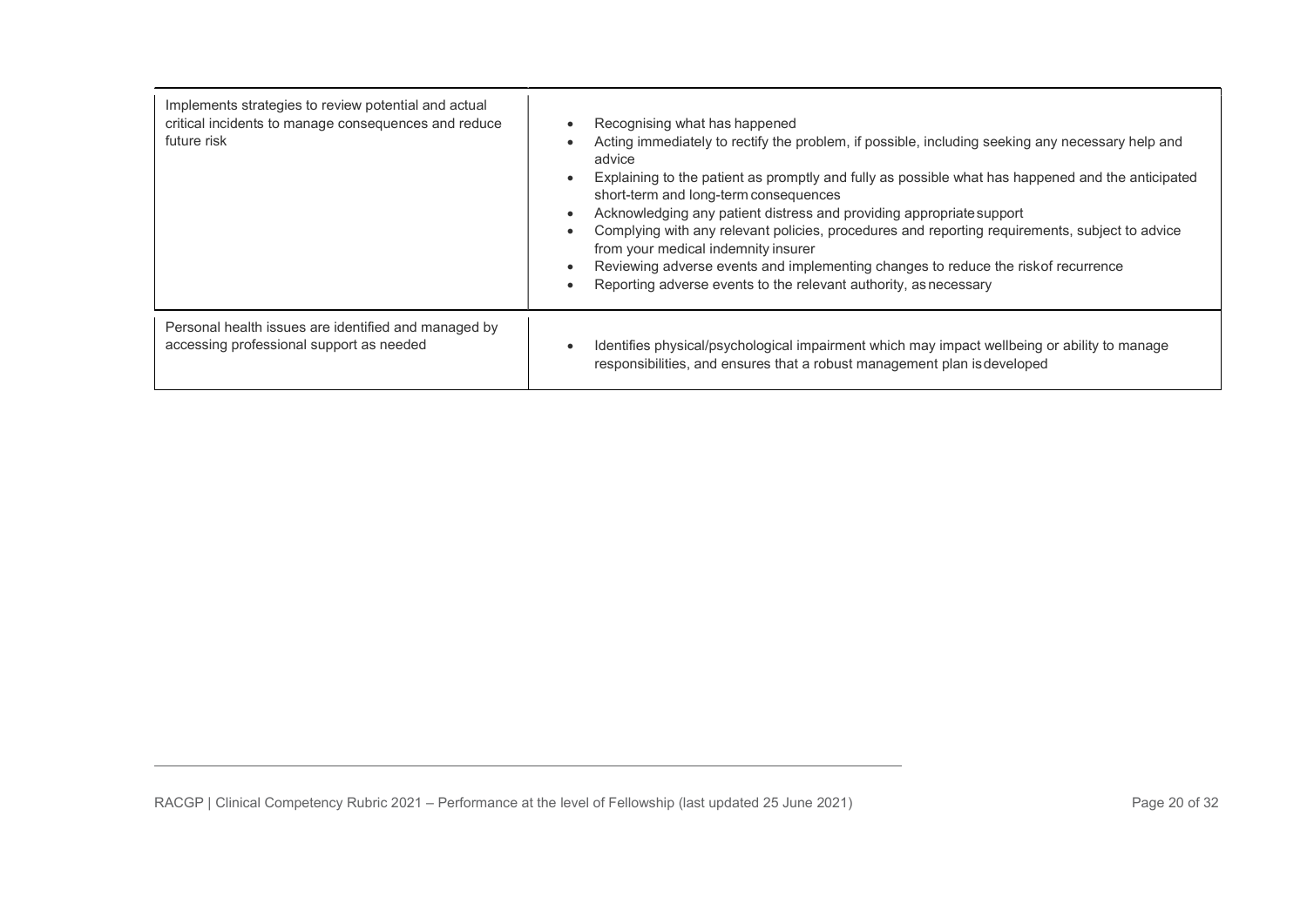| | |
|---|---|
| Implements strategies to review potential and actual critical incidents to manage consequences and reduce future risk | • Recognising what has happened<br>• Acting immediately to rectify the problem, if possible, including seeking any necessary help and advice<br>• Explaining to the patient as promptly and fully as possible what has happened and the anticipated short-term and long-term consequences<br>• Acknowledging any patient distress and providing appropriate support<br>• Complying with any relevant policies, procedures and reporting requirements, subject to advice from your medical indemnity insurer<br>• Reviewing adverse events and implementing changes to reduce the risk of recurrence<br>• Reporting adverse events to the relevant authority, as necessary |
| Personal health issues are identified and managed by accessing professional support as needed | • Identifies physical/psychological impairment which may impact wellbeing or ability to manage responsibilities, and ensures that a robust management plan is developed |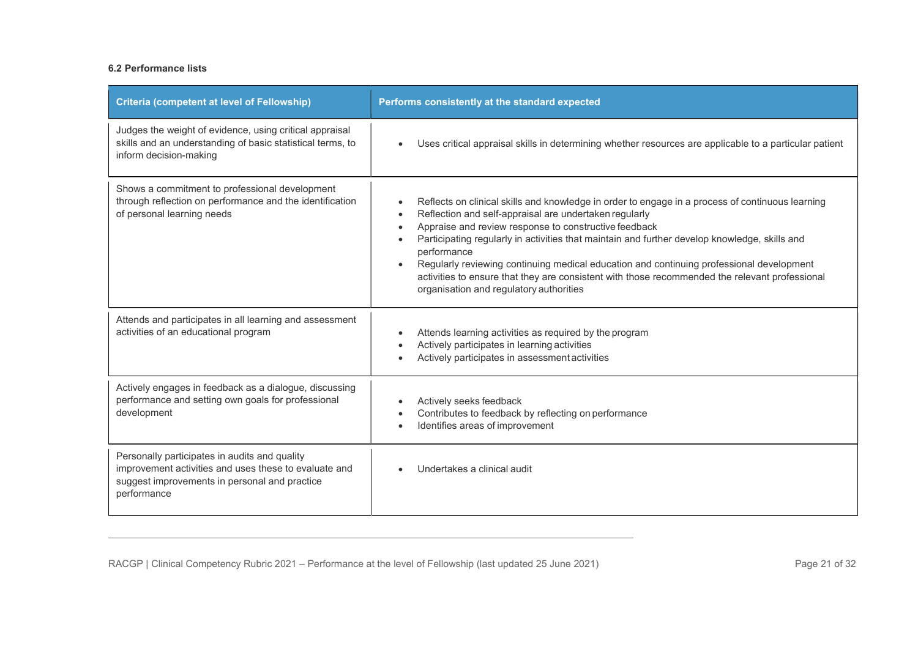#### 6.2 Performance lists

| Criteria (competent at level of Fellowship) | Performs consistently at the standard expected |
|---|---|
| Judges the weight of evidence, using critical appraisal skills and an understanding of basic statistical terms, to inform decision-making | • Uses critical appraisal skills in determining whether resources are applicable to a particular patient |
| Shows a commitment to professional development through reflection on performance and the identification of personal learning needs | • Reflects on clinical skills and knowledge in order to engage in a process of continuous learning<br>• Reflection and self-appraisal are undertaken regularly<br>• Appraise and review response to constructive feedback<br>• Participating regularly in activities that maintain and further develop knowledge, skills and performance<br>• Regularly reviewing continuing medical education and continuing professional development activities to ensure that they are consistent with those recommended the relevant professional organisation and regulatory authorities |
| Attends and participates in all learning and assessment activities of an educational program | • Attends learning activities as required by the program<br>• Actively participates in learning activities<br>• Actively participates in assessment activities |
| Actively engages in feedback as a dialogue, discussing performance and setting own goals for professional development | • Actively seeks feedback<br>• Contributes to feedback by reflecting on performance<br>• Identifies areas of improvement |
| Personally participates in audits and quality improvement activities and uses these to evaluate and suggest improvements in personal and practice performance | • Undertakes a clinical audit |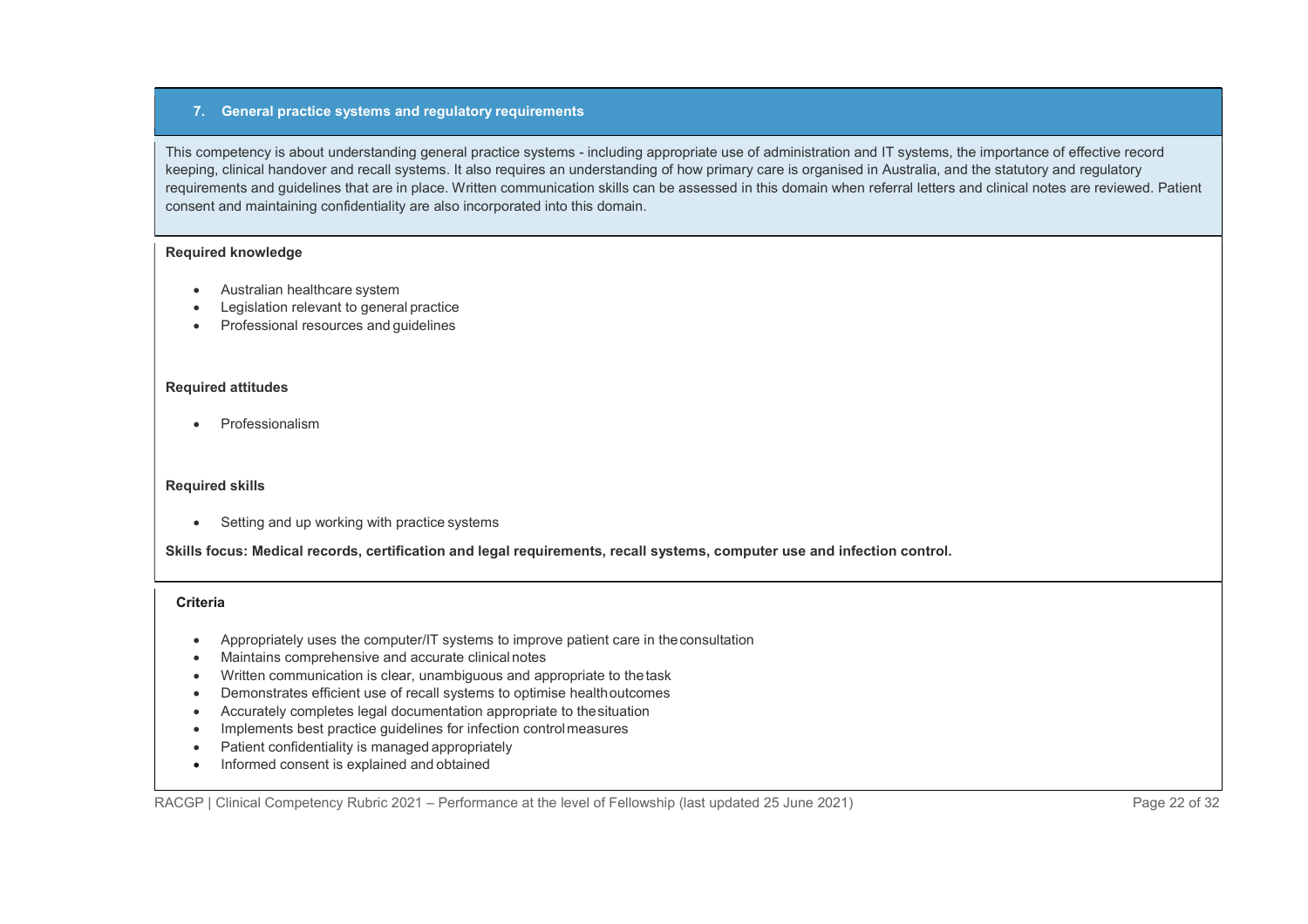## 7. General practice systems and regulatory requirements

This competency is about understanding general practice systems - including appropriate use of administration and IT systems, the importance of effective record keeping, clinical handover and recall systems. It also requires an understanding of how primary care is organised in Australia, and the statutory and regulatory requirements and guidelines that are in place. Written communication skills can be assessed in this domain when referral letters and clinical notes are reviewed. Patient consent and maintaining confidentiality are also incorporated into this domain.

**Required knowledge**

- Australian healthcare system
- Legislation relevant to general practice
- Professional resources and guidelines

**Required attitudes**

- Professionalism

**Required skills**

- Setting and up working with practice systems

**Skills focus: Medical records, certification and legal requirements, recall systems, computer use and infection control.**

**Criteria**

- Appropriately uses the computer/IT systems to improve patient care in the consultation
- Maintains comprehensive and accurate clinical notes
- Written communication is clear, unambiguous and appropriate to the task
- Demonstrates efficient use of recall systems to optimise health outcomes
- Accurately completes legal documentation appropriate to the situation
- Implements best practice guidelines for infection control measures
- Patient confidentiality is managed appropriately
- Informed consent is explained and obtained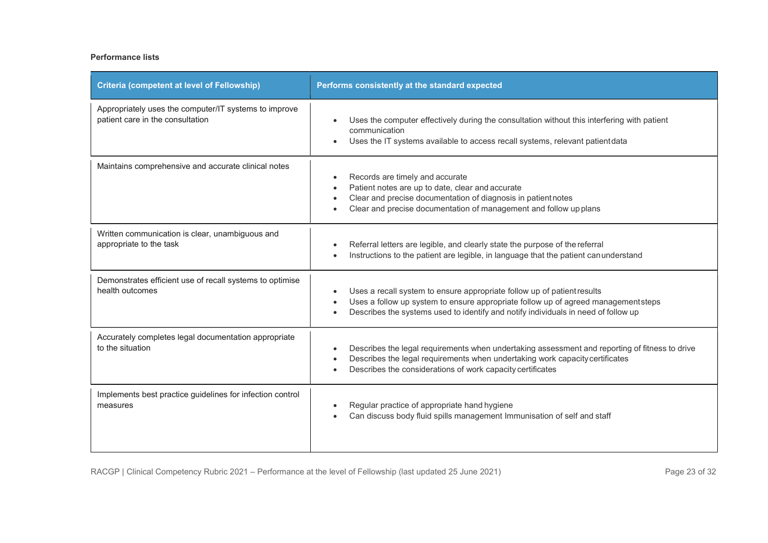**Performance lists**

| Criteria (competent at level of Fellowship) | Performs consistently at the standard expected |
|---|---|
| Appropriately uses the computer/IT systems to improve patient care in the consultation | • Uses the computer effectively during the consultation without this interfering with patient communication<br>• Uses the IT systems available to access recall systems, relevant patient data |
| Maintains comprehensive and accurate clinical notes | • Records are timely and accurate<br>• Patient notes are up to date, clear and accurate<br>• Clear and precise documentation of diagnosis in patient notes<br>• Clear and precise documentation of management and follow up plans |
| Written communication is clear, unambiguous and appropriate to the task | • Referral letters are legible, and clearly state the purpose of the referral<br>• Instructions to the patient are legible, in language that the patient can understand |
| Demonstrates efficient use of recall systems to optimise health outcomes | • Uses a recall system to ensure appropriate follow up of patient results<br>• Uses a follow up system to ensure appropriate follow up of agreed management steps<br>• Describes the systems used to identify and notify individuals in need of follow up |
| Accurately completes legal documentation appropriate to the situation | • Describes the legal requirements when undertaking assessment and reporting of fitness to drive<br>• Describes the legal requirements when undertaking work capacity certificates<br>• Describes the considerations of work capacity certificates |
| Implements best practice guidelines for infection control measures | • Regular practice of appropriate hand hygiene<br>• Can discuss body fluid spills management Immunisation of self and staff |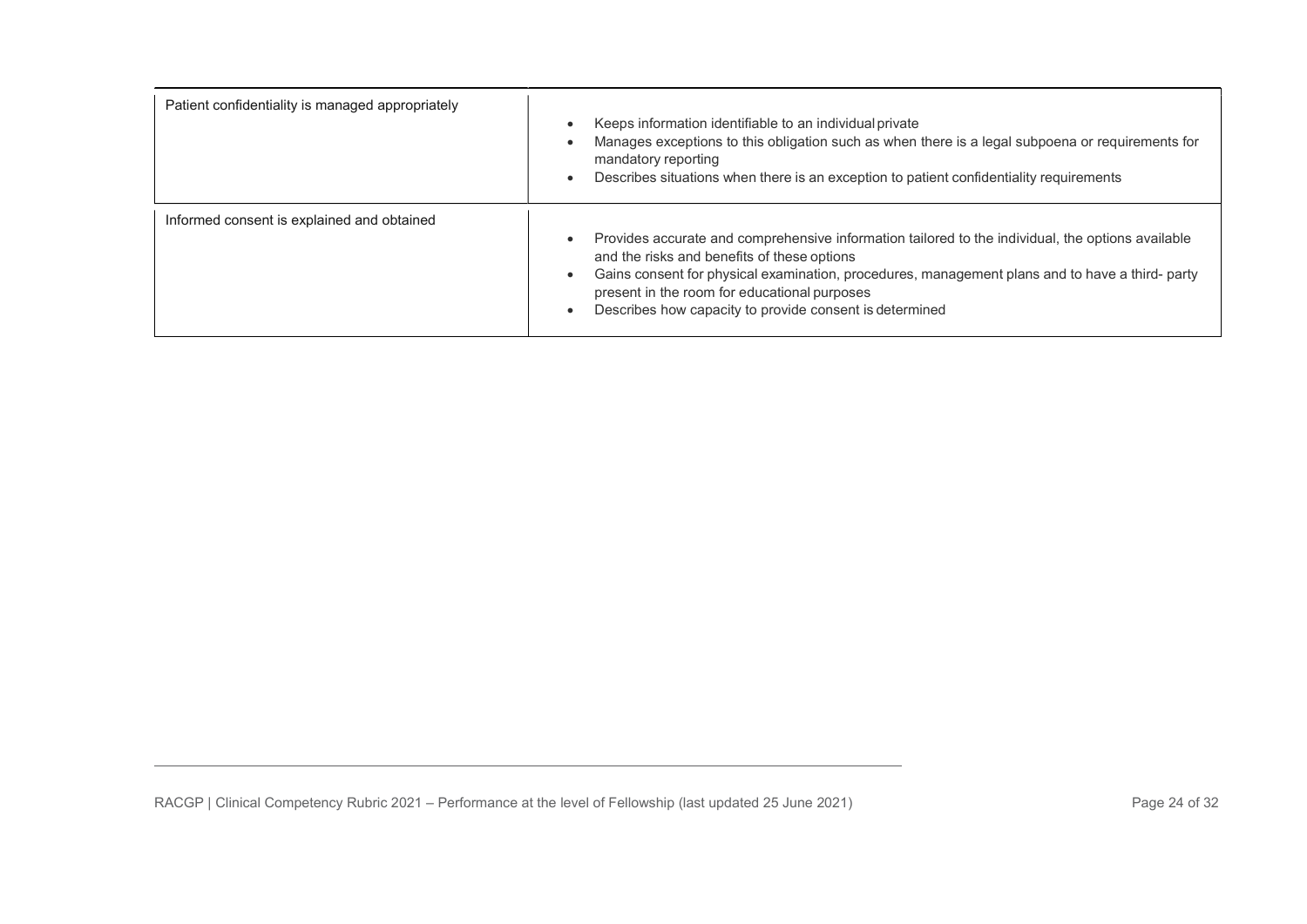| | |
|---|---|
| Patient confidentiality is managed appropriately | • Keeps information identifiable to an individual private<br>• Manages exceptions to this obligation such as when there is a legal subpoena or requirements for mandatory reporting<br>• Describes situations when there is an exception to patient confidentiality requirements |
| Informed consent is explained and obtained | • Provides accurate and comprehensive information tailored to the individual, the options available and the risks and benefits of these options<br>• Gains consent for physical examination, procedures, management plans and to have a third- party present in the room for educational purposes<br>• Describes how capacity to provide consent is determined |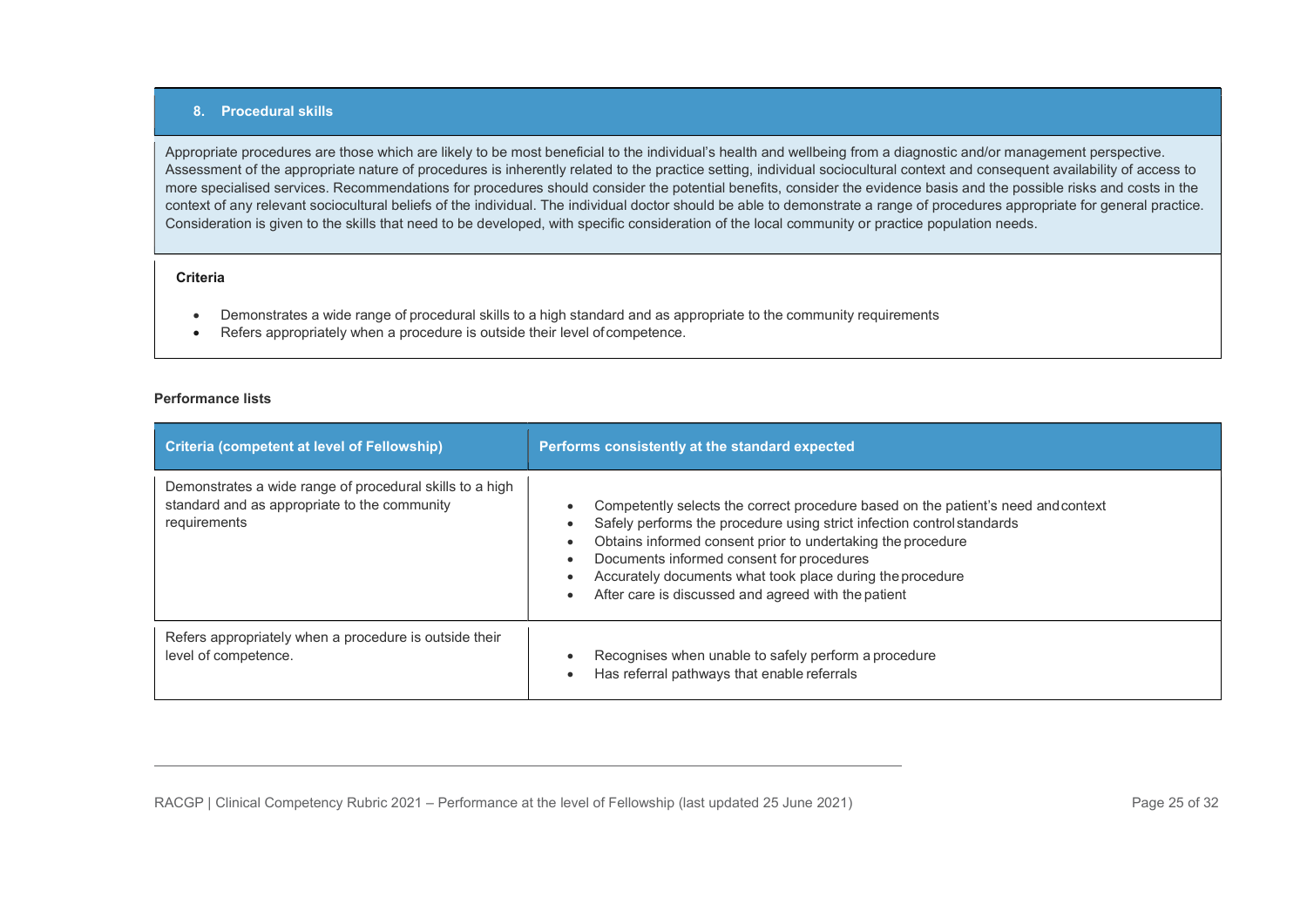## 8. Procedural skills

Appropriate procedures are those which are likely to be most beneficial to the individual's health and wellbeing from a diagnostic and/or management perspective. Assessment of the appropriate nature of procedures is inherently related to the practice setting, individual sociocultural context and consequent availability of access to more specialised services. Recommendations for procedures should consider the potential benefits, consider the evidence basis and the possible risks and costs in the context of any relevant sociocultural beliefs of the individual. The individual doctor should be able to demonstrate a range of procedures appropriate for general practice. Consideration is given to the skills that need to be developed, with specific consideration of the local community or practice population needs.

**Criteria**

- Demonstrates a wide range of procedural skills to a high standard and as appropriate to the community requirements
- Refers appropriately when a procedure is outside their level of competence.

**Performance lists**

| Criteria (competent at level of Fellowship) | Performs consistently at the standard expected |
|---|---|
| Demonstrates a wide range of procedural skills to a high standard and as appropriate to the community requirements | • Competently selects the correct procedure based on the patient's need and context<br>• Safely performs the procedure using strict infection control standards<br>• Obtains informed consent prior to undertaking the procedure<br>• Documents informed consent for procedures<br>• Accurately documents what took place during the procedure<br>• After care is discussed and agreed with the patient |
| Refers appropriately when a procedure is outside their level of competence. | • Recognises when unable to safely perform a procedure<br>• Has referral pathways that enable referrals |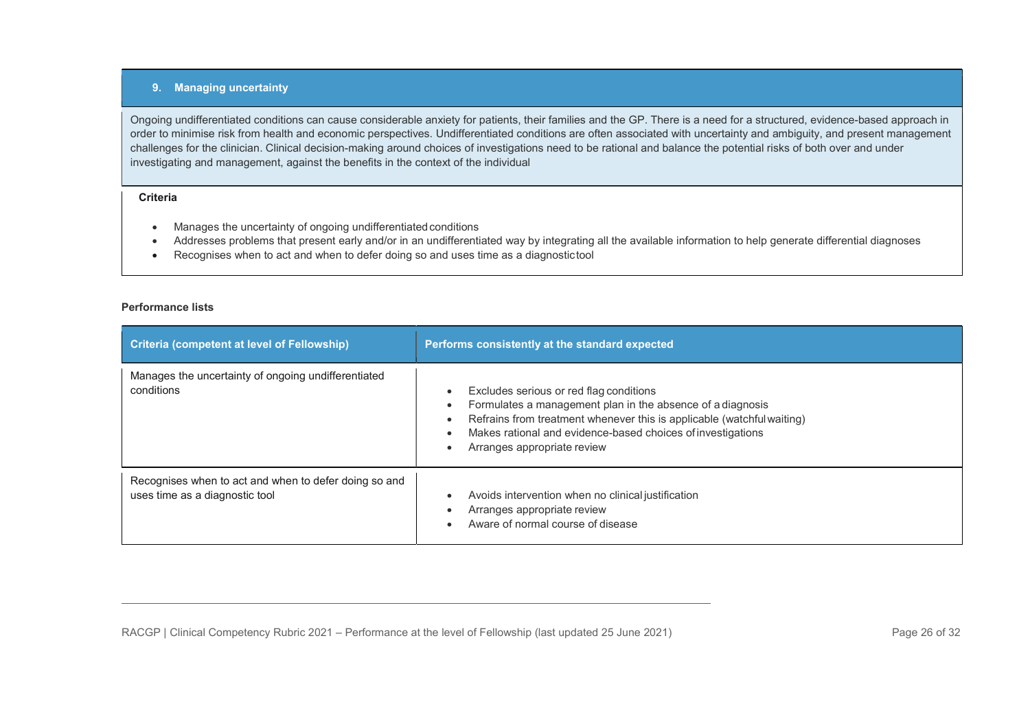## 9. Managing uncertainty

Ongoing undifferentiated conditions can cause considerable anxiety for patients, their families and the GP. There is a need for a structured, evidence-based approach in order to minimise risk from health and economic perspectives. Undifferentiated conditions are often associated with uncertainty and ambiguity, and present management challenges for the clinician. Clinical decision-making around choices of investigations need to be rational and balance the potential risks of both over and under investigating and management, against the benefits in the context of the individual

**Criteria**

- Manages the uncertainty of ongoing undifferentiated conditions
- Addresses problems that present early and/or in an undifferentiated way by integrating all the available information to help generate differential diagnoses
- Recognises when to act and when to defer doing so and uses time as a diagnostic tool

**Performance lists**

| Criteria (competent at level of Fellowship) | Performs consistently at the standard expected |
| --- | --- |
| Manages the uncertainty of ongoing undifferentiated conditions | • Excludes serious or red flag conditions<br>• Formulates a management plan in the absence of a diagnosis<br>• Refrains from treatment whenever this is applicable (watchful waiting)<br>• Makes rational and evidence-based choices of investigations<br>• Arranges appropriate review |
| Recognises when to act and when to defer doing so and uses time as a diagnostic tool | • Avoids intervention when no clinical justification<br>• Arranges appropriate review<br>• Aware of normal course of disease |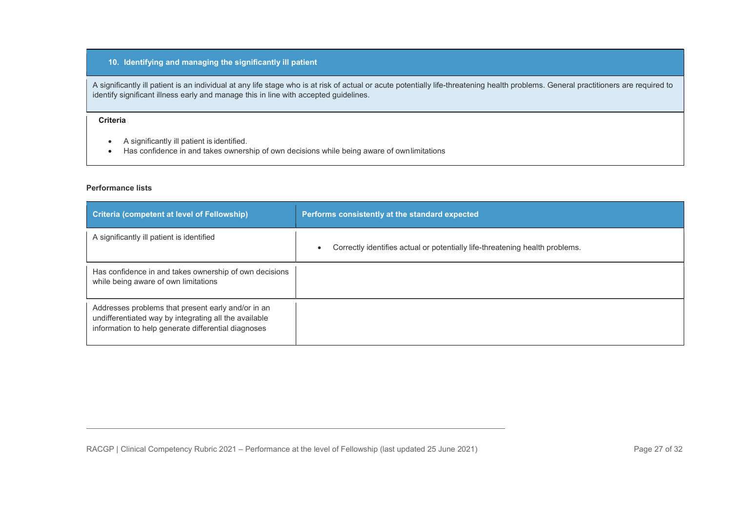## 10. Identifying and managing the significantly ill patient

A significantly ill patient is an individual at any life stage who is at risk of actual or acute potentially life-threatening health problems. General practitioners are required to identify significant illness early and manage this in line with accepted guidelines.

**Criteria**

- A significantly ill patient is identified.
- Has confidence in and takes ownership of own decisions while being aware of own limitations

**Performance lists**

| Criteria (competent at level of Fellowship) | Performs consistently at the standard expected |
|---|---|
| A significantly ill patient is identified | • Correctly identifies actual or potentially life-threatening health problems. |
| Has confidence in and takes ownership of own decisions while being aware of own limitations | |
| Addresses problems that present early and/or in an undifferentiated way by integrating all the available information to help generate differential diagnoses | |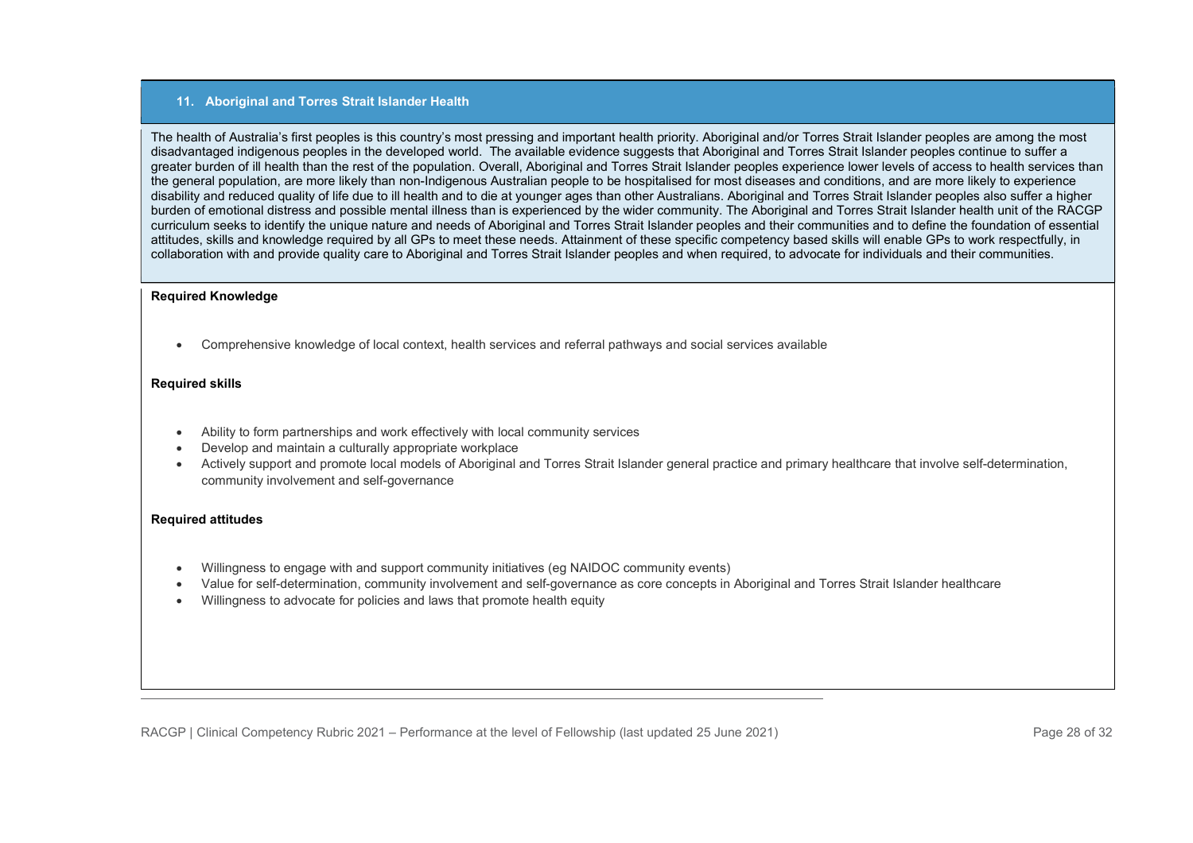## 11. Aboriginal and Torres Strait Islander Health

The health of Australia's first peoples is this country's most pressing and important health priority. Aboriginal and/or Torres Strait Islander peoples are among the most disadvantaged indigenous peoples in the developed world. The available evidence suggests that Aboriginal and Torres Strait Islander peoples continue to suffer a greater burden of ill health than the rest of the population. Overall, Aboriginal and Torres Strait Islander peoples experience lower levels of access to health services than the general population, are more likely than non-Indigenous Australian people to be hospitalised for most diseases and conditions, and are more likely to experience disability and reduced quality of life due to ill health and to die at younger ages than other Australians. Aboriginal and Torres Strait Islander peoples also suffer a higher burden of emotional distress and possible mental illness than is experienced by the wider community. The Aboriginal and Torres Strait Islander health unit of the RACGP curriculum seeks to identify the unique nature and needs of Aboriginal and Torres Strait Islander peoples and their communities and to define the foundation of essential attitudes, skills and knowledge required by all GPs to meet these needs. Attainment of these specific competency based skills will enable GPs to work respectfully, in collaboration with and provide quality care to Aboriginal and Torres Strait Islander peoples and when required, to advocate for individuals and their communities.

**Required Knowledge**

- Comprehensive knowledge of local context, health services and referral pathways and social services available

**Required skills**

- Ability to form partnerships and work effectively with local community services
- Develop and maintain a culturally appropriate workplace
- Actively support and promote local models of Aboriginal and Torres Strait Islander general practice and primary healthcare that involve self-determination, community involvement and self-governance

**Required attitudes**

- Willingness to engage with and support community initiatives (eg NAIDOC community events)
- Value for self-determination, community involvement and self-governance as core concepts in Aboriginal and Torres Strait Islander healthcare
- Willingness to advocate for policies and laws that promote health equity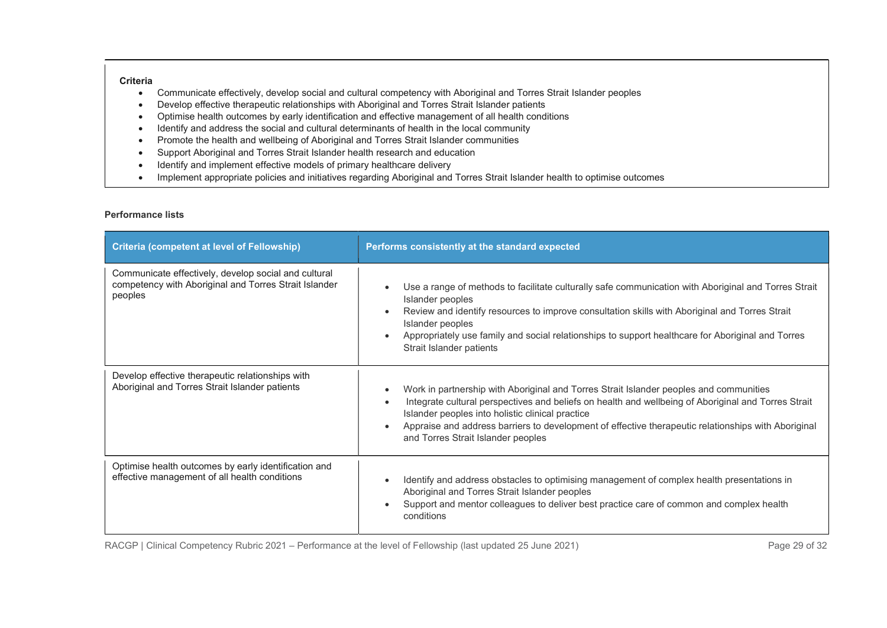**Criteria**

- Communicate effectively, develop social and cultural competency with Aboriginal and Torres Strait Islander peoples
- Develop effective therapeutic relationships with Aboriginal and Torres Strait Islander patients
- Optimise health outcomes by early identification and effective management of all health conditions
- Identify and address the social and cultural determinants of health in the local community
- Promote the health and wellbeing of Aboriginal and Torres Strait Islander communities
- Support Aboriginal and Torres Strait Islander health research and education
- Identify and implement effective models of primary healthcare delivery
- Implement appropriate policies and initiatives regarding Aboriginal and Torres Strait Islander health to optimise outcomes

**Performance lists**

| Criteria (competent at level of Fellowship) | Performs consistently at the standard expected |
|---|---|
| Communicate effectively, develop social and cultural competency with Aboriginal and Torres Strait Islander peoples | • Use a range of methods to facilitate culturally safe communication with Aboriginal and Torres Strait Islander peoples<br>• Review and identify resources to improve consultation skills with Aboriginal and Torres Strait Islander peoples<br>• Appropriately use family and social relationships to support healthcare for Aboriginal and Torres Strait Islander patients |
| Develop effective therapeutic relationships with Aboriginal and Torres Strait Islander patients | • Work in partnership with Aboriginal and Torres Strait Islander peoples and communities<br>• Integrate cultural perspectives and beliefs on health and wellbeing of Aboriginal and Torres Strait Islander peoples into holistic clinical practice<br>• Appraise and address barriers to development of effective therapeutic relationships with Aboriginal and Torres Strait Islander peoples |
| Optimise health outcomes by early identification and effective management of all health conditions | • Identify and address obstacles to optimising management of complex health presentations in Aboriginal and Torres Strait Islander peoples<br>• Support and mentor colleagues to deliver best practice care of common and complex health conditions |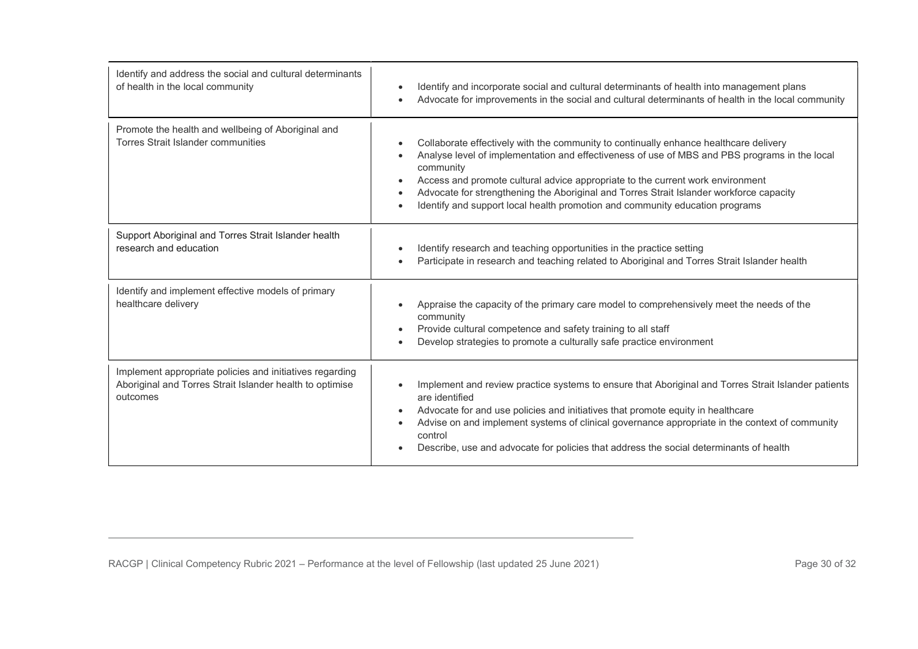| | |
|---|---|
| Identify and address the social and cultural determinants of health in the local community | • Identify and incorporate social and cultural determinants of health into management plans<br>• Advocate for improvements in the social and cultural determinants of health in the local community |
| Promote the health and wellbeing of Aboriginal and Torres Strait Islander communities | • Collaborate effectively with the community to continually enhance healthcare delivery<br>• Analyse level of implementation and effectiveness of use of MBS and PBS programs in the local community<br>• Access and promote cultural advice appropriate to the current work environment<br>• Advocate for strengthening the Aboriginal and Torres Strait Islander workforce capacity<br>• Identify and support local health promotion and community education programs |
| Support Aboriginal and Torres Strait Islander health research and education | • Identify research and teaching opportunities in the practice setting<br>• Participate in research and teaching related to Aboriginal and Torres Strait Islander health |
| Identify and implement effective models of primary healthcare delivery | • Appraise the capacity of the primary care model to comprehensively meet the needs of the community<br>• Provide cultural competence and safety training to all staff<br>• Develop strategies to promote a culturally safe practice environment |
| Implement appropriate policies and initiatives regarding Aboriginal and Torres Strait Islander health to optimise outcomes | • Implement and review practice systems to ensure that Aboriginal and Torres Strait Islander patients are identified<br>• Advocate for and use policies and initiatives that promote equity in healthcare<br>• Advise on and implement systems of clinical governance appropriate in the context of community control<br>• Describe, use and advocate for policies that address the social determinants of health |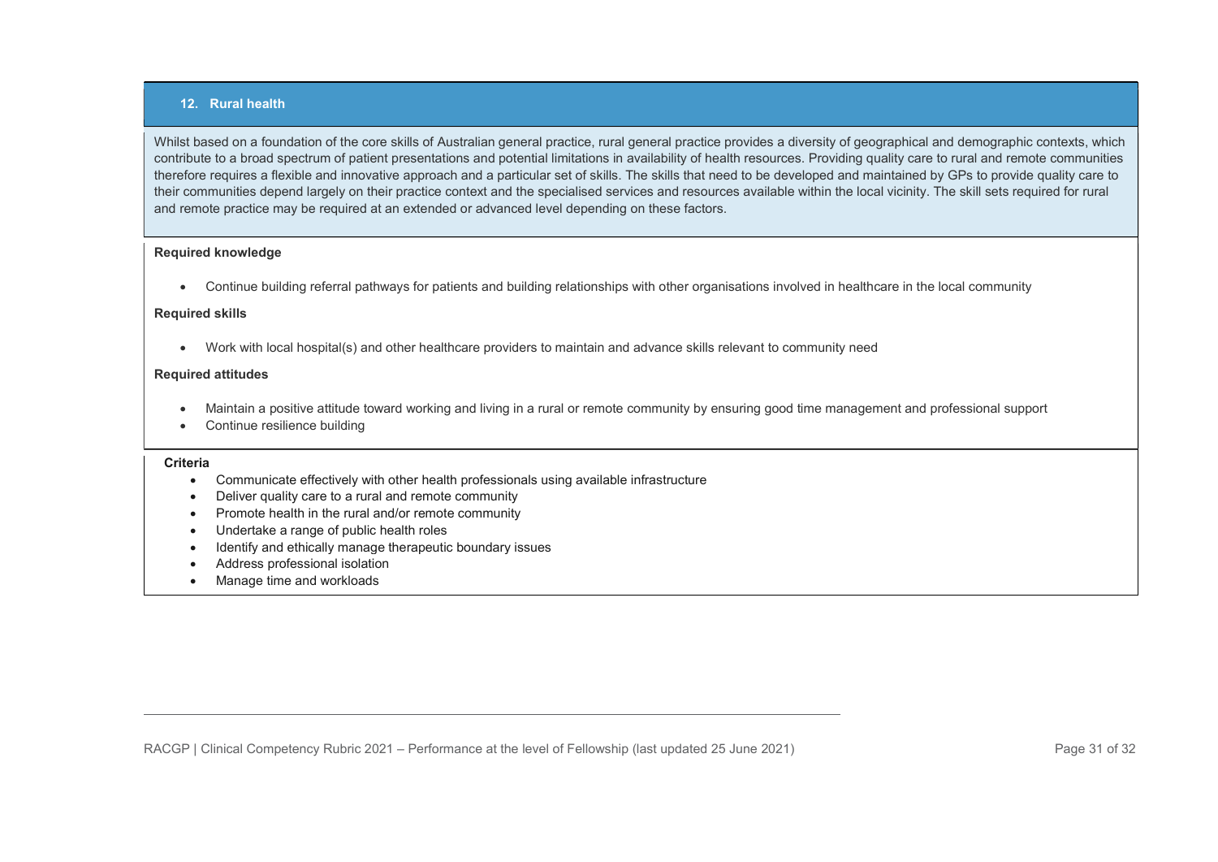## 12. Rural health

Whilst based on a foundation of the core skills of Australian general practice, rural general practice provides a diversity of geographical and demographic contexts, which contribute to a broad spectrum of patient presentations and potential limitations in availability of health resources. Providing quality care to rural and remote communities therefore requires a flexible and innovative approach and a particular set of skills. The skills that need to be developed and maintained by GPs to provide quality care to their communities depend largely on their practice context and the specialised services and resources available within the local vicinity. The skill sets required for rural and remote practice may be required at an extended or advanced level depending on these factors.

**Required knowledge**

- Continue building referral pathways for patients and building relationships with other organisations involved in healthcare in the local community

**Required skills**

- Work with local hospital(s) and other healthcare providers to maintain and advance skills relevant to community need

**Required attitudes**

- Maintain a positive attitude toward working and living in a rural or remote community by ensuring good time management and professional support
- Continue resilience building

**Criteria**

- Communicate effectively with other health professionals using available infrastructure
- Deliver quality care to a rural and remote community
- Promote health in the rural and/or remote community
- Undertake a range of public health roles
- Identify and ethically manage therapeutic boundary issues
- Address professional isolation
- Manage time and workloads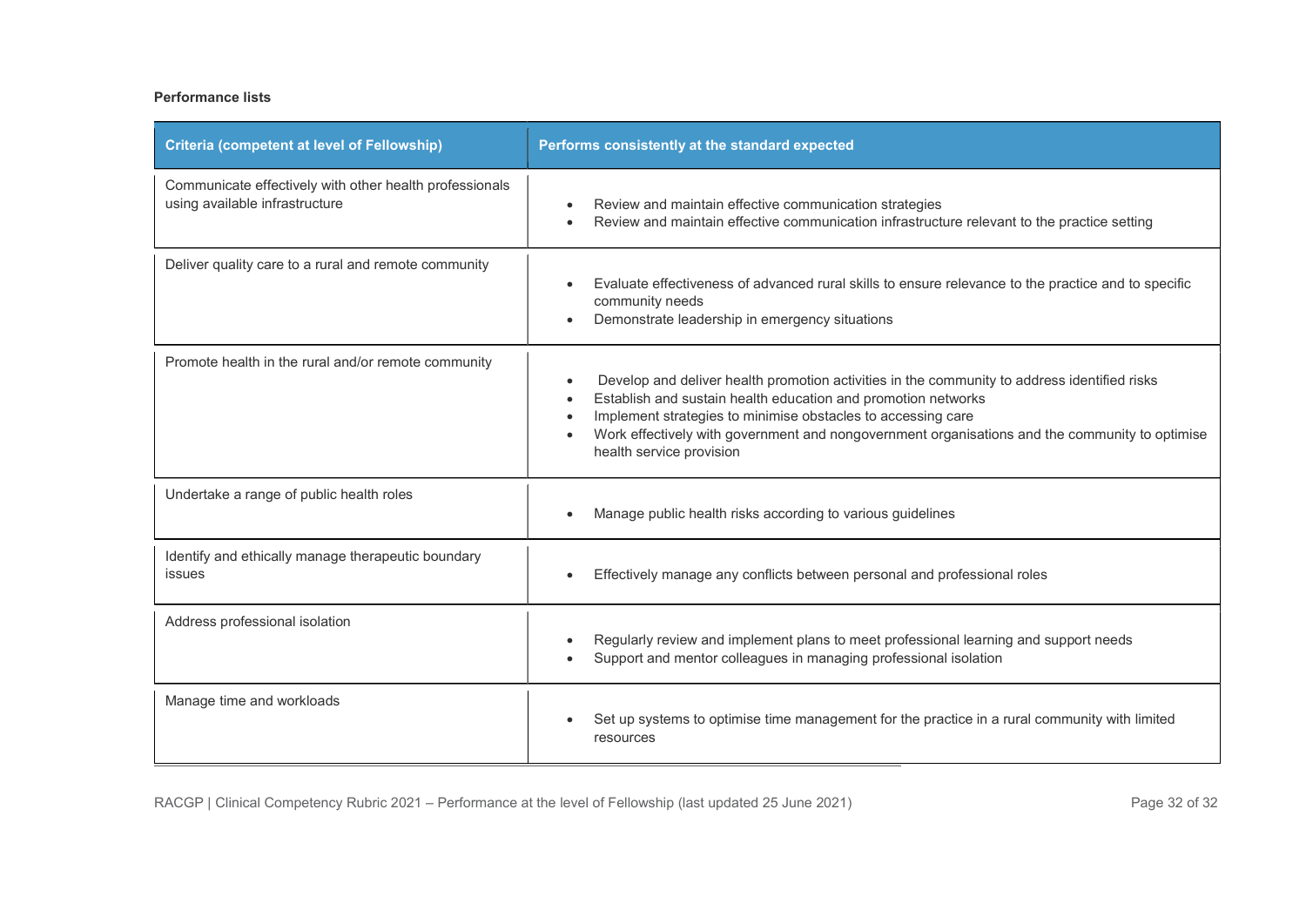**Performance lists**

| Criteria (competent at level of Fellowship) | Performs consistently at the standard expected |
|---|---|
| Communicate effectively with other health professionals using available infrastructure | • Review and maintain effective communication strategies<br>• Review and maintain effective communication infrastructure relevant to the practice setting |
| Deliver quality care to a rural and remote community | • Evaluate effectiveness of advanced rural skills to ensure relevance to the practice and to specific community needs<br>• Demonstrate leadership in emergency situations |
| Promote health in the rural and/or remote community | • Develop and deliver health promotion activities in the community to address identified risks<br>• Establish and sustain health education and promotion networks<br>• Implement strategies to minimise obstacles to accessing care<br>• Work effectively with government and nongovernment organisations and the community to optimise health service provision |
| Undertake a range of public health roles | • Manage public health risks according to various guidelines |
| Identify and ethically manage therapeutic boundary issues | • Effectively manage any conflicts between personal and professional roles |
| Address professional isolation | • Regularly review and implement plans to meet professional learning and support needs<br>• Support and mentor colleagues in managing professional isolation |
| Manage time and workloads | • Set up systems to optimise time management for the practice in a rural community with limited resources |